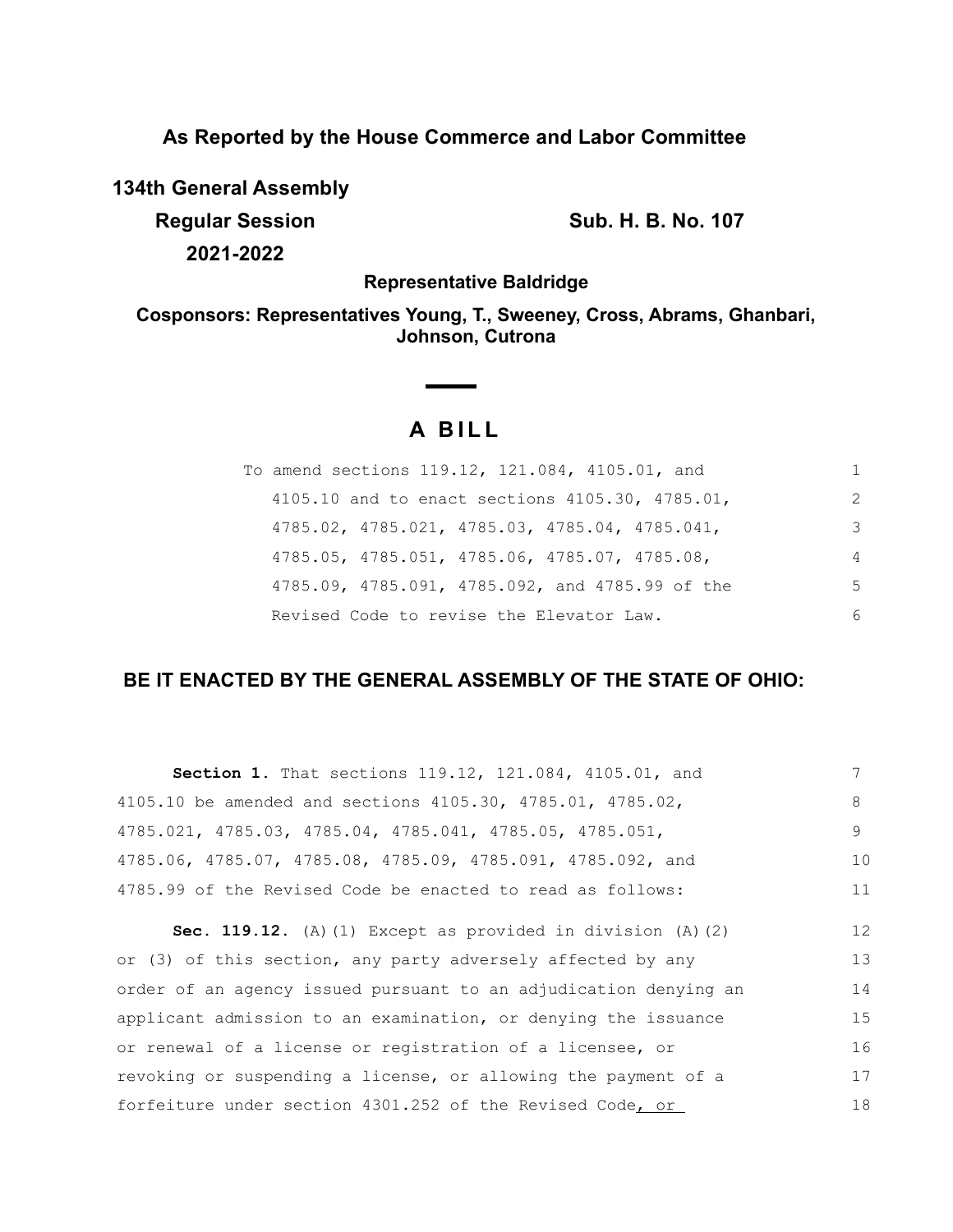## As Reported by the House Commerce and Labor Committee

**134th General Assembly**
**Regular Session**
**2021-2022**

**Sub. H. B. No. 107**

**Representative Baldridge**

**Cosponsors: Representatives Young, T., Sweeney, Cross, Abrams, Ghanbari, Johnson, Cutrona**

# A BILL

To amend sections 119.12, 121.084, 4105.01, and 4105.10 and to enact sections 4105.30, 4785.01, 4785.02, 4785.021, 4785.03, 4785.04, 4785.041, 4785.05, 4785.051, 4785.06, 4785.07, 4785.08, 4785.09, 4785.091, 4785.092, and 4785.99 of the Revised Code to revise the Elevator Law.

### BE IT ENACTED BY THE GENERAL ASSEMBLY OF THE STATE OF OHIO:

**Section 1.** That sections 119.12, 121.084, 4105.01, and 4105.10 be amended and sections 4105.30, 4785.01, 4785.02, 4785.021, 4785.03, 4785.04, 4785.041, 4785.05, 4785.051, 4785.06, 4785.07, 4785.08, 4785.09, 4785.091, 4785.092, and 4785.99 of the Revised Code be enacted to read as follows:

**Sec. 119.12.** (A)(1) Except as provided in division (A)(2) or (3) of this section, any party adversely affected by any order of an agency issued pursuant to an adjudication denying an applicant admission to an examination, or denying the issuance or renewal of a license or registration of a licensee, or revoking or suspending a license, or allowing the payment of a forfeiture under section 4301.252 of the Revised Code, or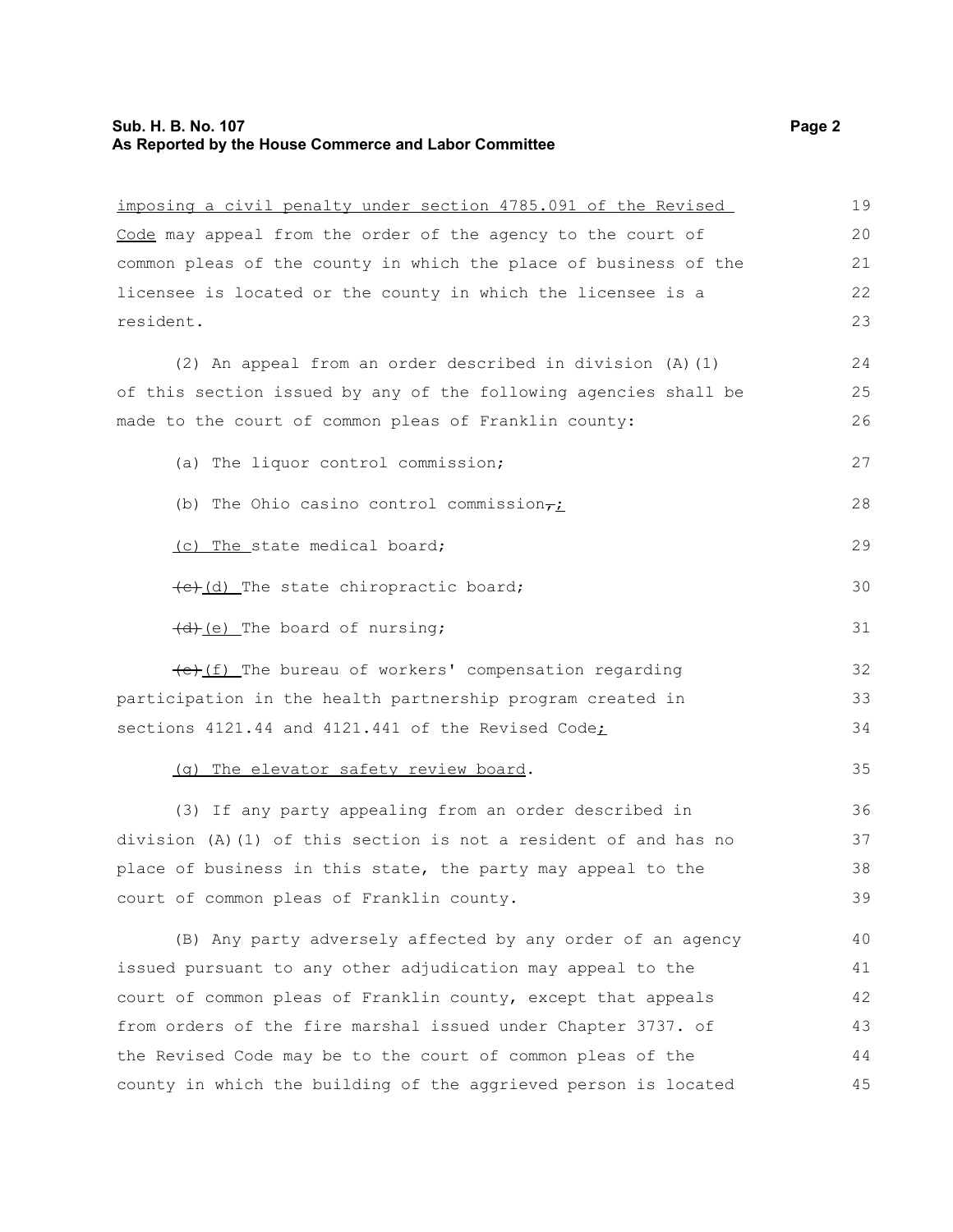imposing a civil penalty under section 4785.091 of the Revised Code may appeal from the order of the agency to the court of common pleas of the county in which the place of business of the licensee is located or the county in which the licensee is a resident.

(2) An appeal from an order described in division (A)(1) of this section issued by any of the following agencies shall be made to the court of common pleas of Franklin county:

(a) The liquor control commission;

(b) The Ohio casino control commission,;

(c) The state medical board;

(c)(d) The state chiropractic board;

(d)(e) The board of nursing;

(e)(f) The bureau of workers' compensation regarding participation in the health partnership program created in sections 4121.44 and 4121.441 of the Revised Code;

(g) The elevator safety review board.

(3) If any party appealing from an order described in division (A)(1) of this section is not a resident of and has no place of business in this state, the party may appeal to the court of common pleas of Franklin county.

(B) Any party adversely affected by any order of an agency issued pursuant to any other adjudication may appeal to the court of common pleas of Franklin county, except that appeals from orders of the fire marshal issued under Chapter 3737. of the Revised Code may be to the court of common pleas of the county in which the building of the aggrieved person is located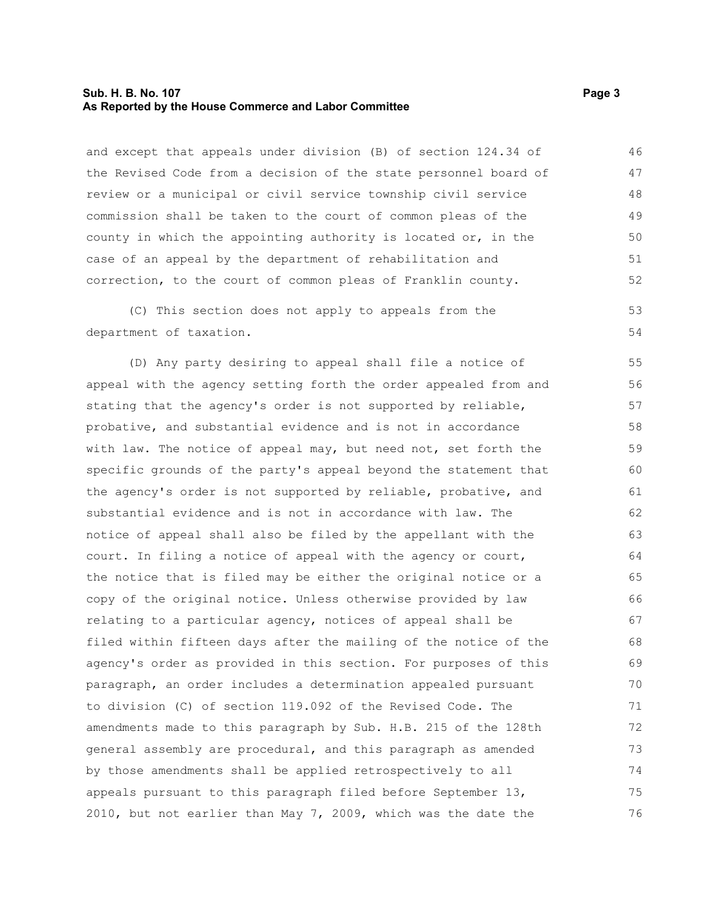and except that appeals under division (B) of section 124.34 of the Revised Code from a decision of the state personnel board of review or a municipal or civil service township civil service commission shall be taken to the court of common pleas of the county in which the appointing authority is located or, in the case of an appeal by the department of rehabilitation and correction, to the court of common pleas of Franklin county.

(C) This section does not apply to appeals from the department of taxation.

(D) Any party desiring to appeal shall file a notice of appeal with the agency setting forth the order appealed from and stating that the agency's order is not supported by reliable, probative, and substantial evidence and is not in accordance with law. The notice of appeal may, but need not, set forth the specific grounds of the party's appeal beyond the statement that the agency's order is not supported by reliable, probative, and substantial evidence and is not in accordance with law. The notice of appeal shall also be filed by the appellant with the court. In filing a notice of appeal with the agency or court, the notice that is filed may be either the original notice or a copy of the original notice. Unless otherwise provided by law relating to a particular agency, notices of appeal shall be filed within fifteen days after the mailing of the notice of the agency's order as provided in this section. For purposes of this paragraph, an order includes a determination appealed pursuant to division (C) of section 119.092 of the Revised Code. The amendments made to this paragraph by Sub. H.B. 215 of the 128th general assembly are procedural, and this paragraph as amended by those amendments shall be applied retrospectively to all appeals pursuant to this paragraph filed before September 13, 2010, but not earlier than May 7, 2009, which was the date the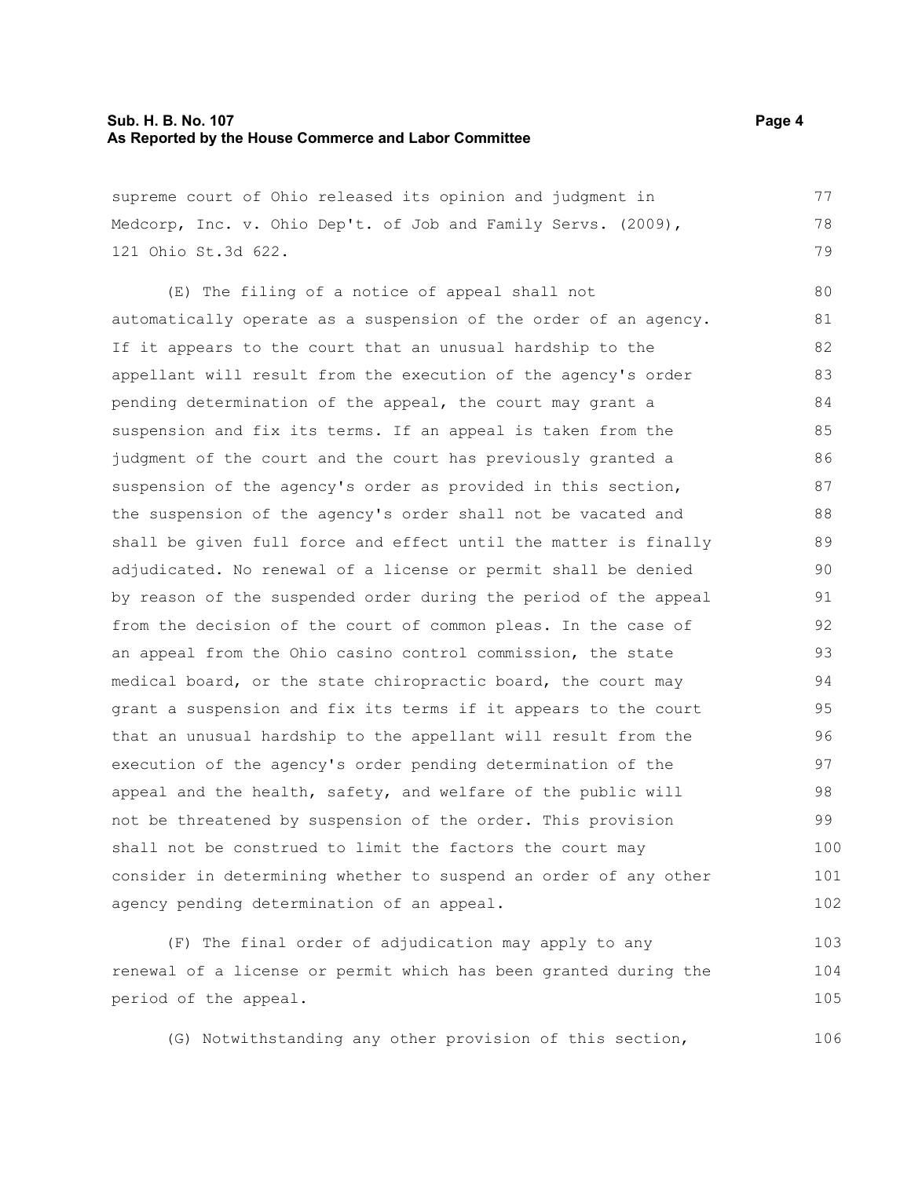supreme court of Ohio released its opinion and judgment in Medcorp, Inc. v. Ohio Dep't. of Job and Family Servs. (2009), 121 Ohio St.3d 622.

(E) The filing of a notice of appeal shall not automatically operate as a suspension of the order of an agency. If it appears to the court that an unusual hardship to the appellant will result from the execution of the agency's order pending determination of the appeal, the court may grant a suspension and fix its terms. If an appeal is taken from the judgment of the court and the court has previously granted a suspension of the agency's order as provided in this section, the suspension of the agency's order shall not be vacated and shall be given full force and effect until the matter is finally adjudicated. No renewal of a license or permit shall be denied by reason of the suspended order during the period of the appeal from the decision of the court of common pleas. In the case of an appeal from the Ohio casino control commission, the state medical board, or the state chiropractic board, the court may grant a suspension and fix its terms if it appears to the court that an unusual hardship to the appellant will result from the execution of the agency's order pending determination of the appeal and the health, safety, and welfare of the public will not be threatened by suspension of the order. This provision shall not be construed to limit the factors the court may consider in determining whether to suspend an order of any other agency pending determination of an appeal.

(F) The final order of adjudication may apply to any renewal of a license or permit which has been granted during the period of the appeal.

(G) Notwithstanding any other provision of this section,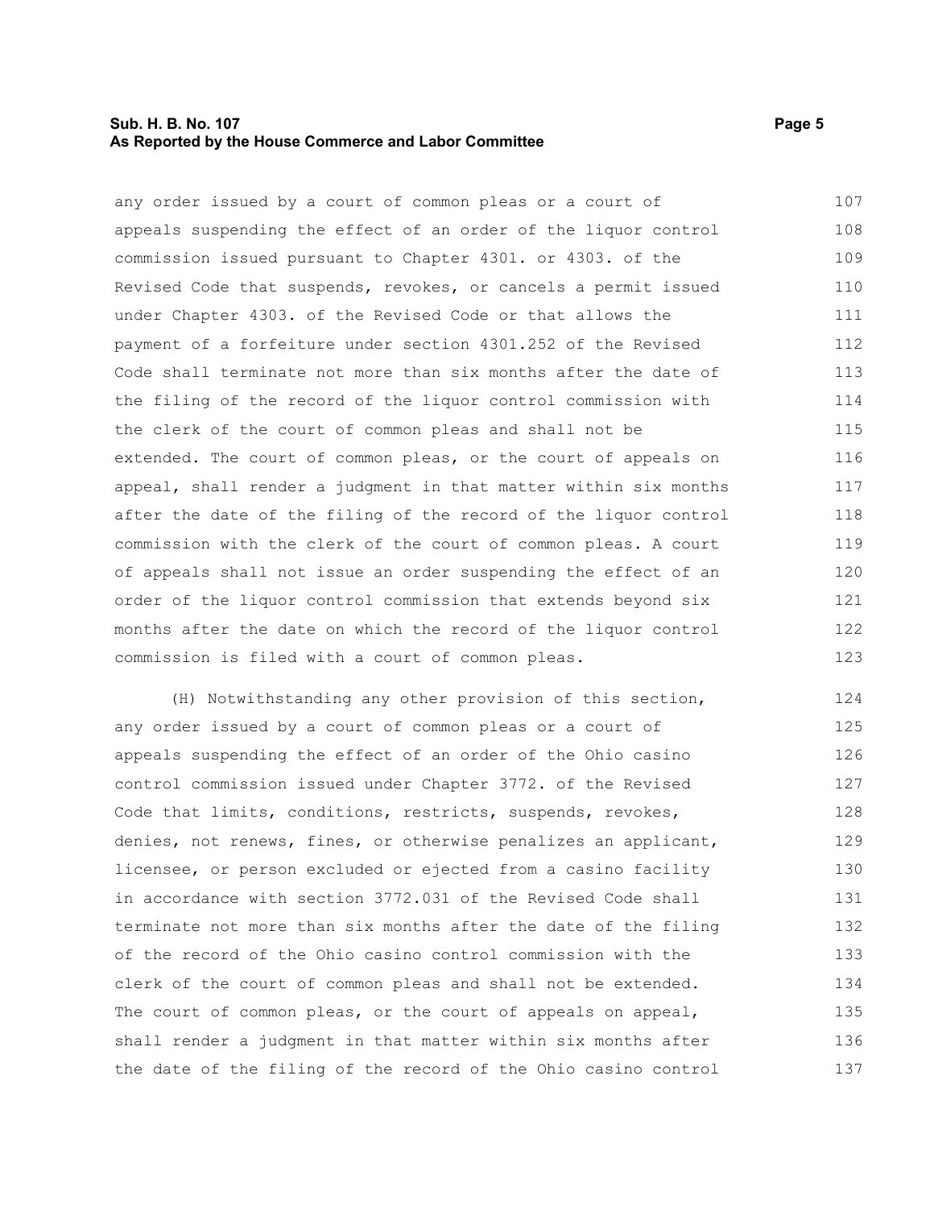any order issued by a court of common pleas or a court of appeals suspending the effect of an order of the liquor control commission issued pursuant to Chapter 4301. or 4303. of the Revised Code that suspends, revokes, or cancels a permit issued under Chapter 4303. of the Revised Code or that allows the payment of a forfeiture under section 4301.252 of the Revised Code shall terminate not more than six months after the date of the filing of the record of the liquor control commission with the clerk of the court of common pleas and shall not be extended. The court of common pleas, or the court of appeals on appeal, shall render a judgment in that matter within six months after the date of the filing of the record of the liquor control commission with the clerk of the court of common pleas. A court of appeals shall not issue an order suspending the effect of an order of the liquor control commission that extends beyond six months after the date on which the record of the liquor control commission is filed with a court of common pleas.

(H) Notwithstanding any other provision of this section, any order issued by a court of common pleas or a court of appeals suspending the effect of an order of the Ohio casino control commission issued under Chapter 3772. of the Revised Code that limits, conditions, restricts, suspends, revokes, denies, not renews, fines, or otherwise penalizes an applicant, licensee, or person excluded or ejected from a casino facility in accordance with section 3772.031 of the Revised Code shall terminate not more than six months after the date of the filing of the record of the Ohio casino control commission with the clerk of the court of common pleas and shall not be extended. The court of common pleas, or the court of appeals on appeal, shall render a judgment in that matter within six months after the date of the filing of the record of the Ohio casino control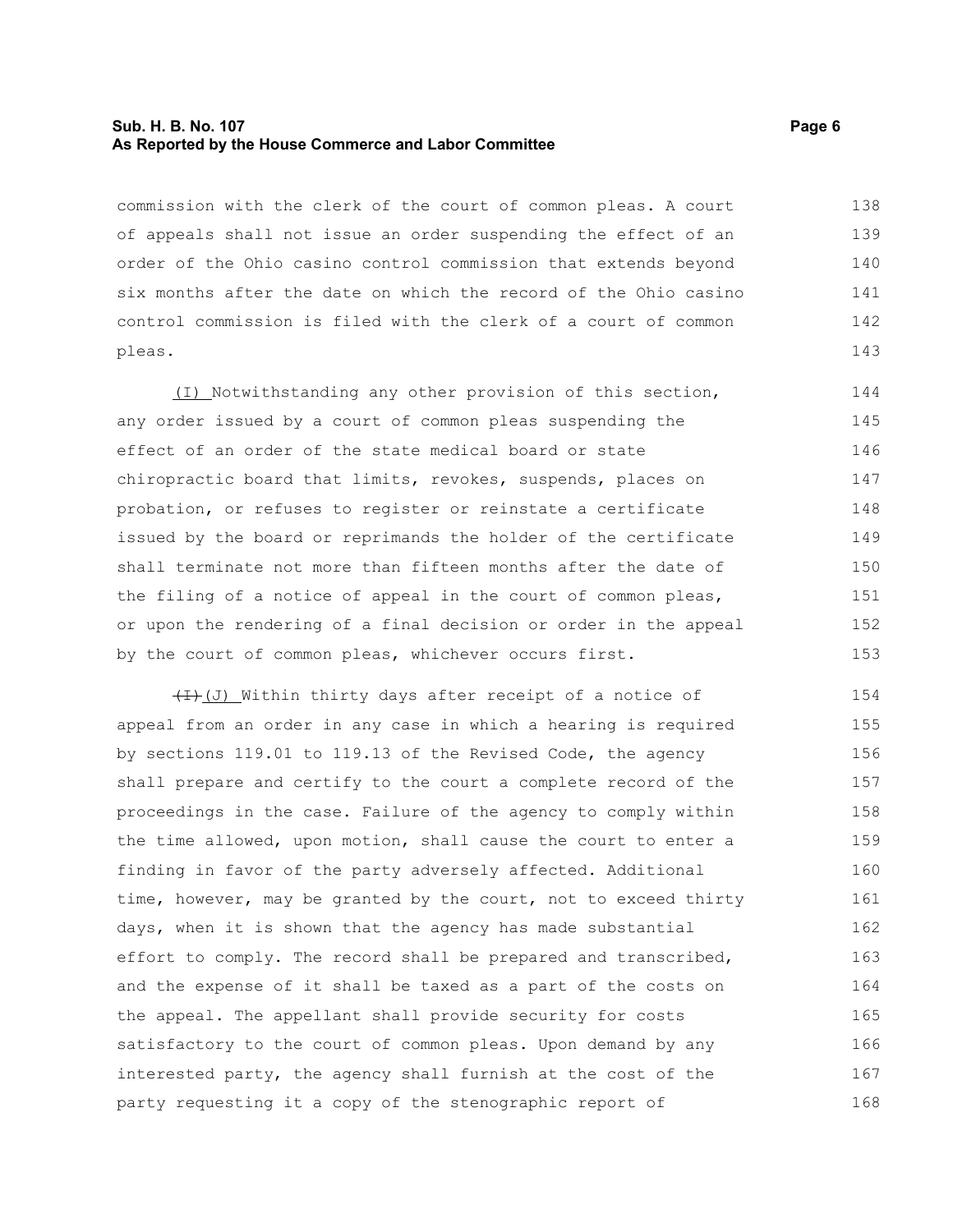commission with the clerk of the court of common pleas. A court of appeals shall not issue an order suspending the effect of an order of the Ohio casino control commission that extends beyond six months after the date on which the record of the Ohio casino control commission is filed with the clerk of a court of common pleas.

(I) Notwithstanding any other provision of this section, any order issued by a court of common pleas suspending the effect of an order of the state medical board or state chiropractic board that limits, revokes, suspends, places on probation, or refuses to register or reinstate a certificate issued by the board or reprimands the holder of the certificate shall terminate not more than fifteen months after the date of the filing of a notice of appeal in the court of common pleas, or upon the rendering of a final decision or order in the appeal by the court of common pleas, whichever occurs first.

~~(I)~~ (J) Within thirty days after receipt of a notice of appeal from an order in any case in which a hearing is required by sections 119.01 to 119.13 of the Revised Code, the agency shall prepare and certify to the court a complete record of the proceedings in the case. Failure of the agency to comply within the time allowed, upon motion, shall cause the court to enter a finding in favor of the party adversely affected. Additional time, however, may be granted by the court, not to exceed thirty days, when it is shown that the agency has made substantial effort to comply. The record shall be prepared and transcribed, and the expense of it shall be taxed as a part of the costs on the appeal. The appellant shall provide security for costs satisfactory to the court of common pleas. Upon demand by any interested party, the agency shall furnish at the cost of the party requesting it a copy of the stenographic report of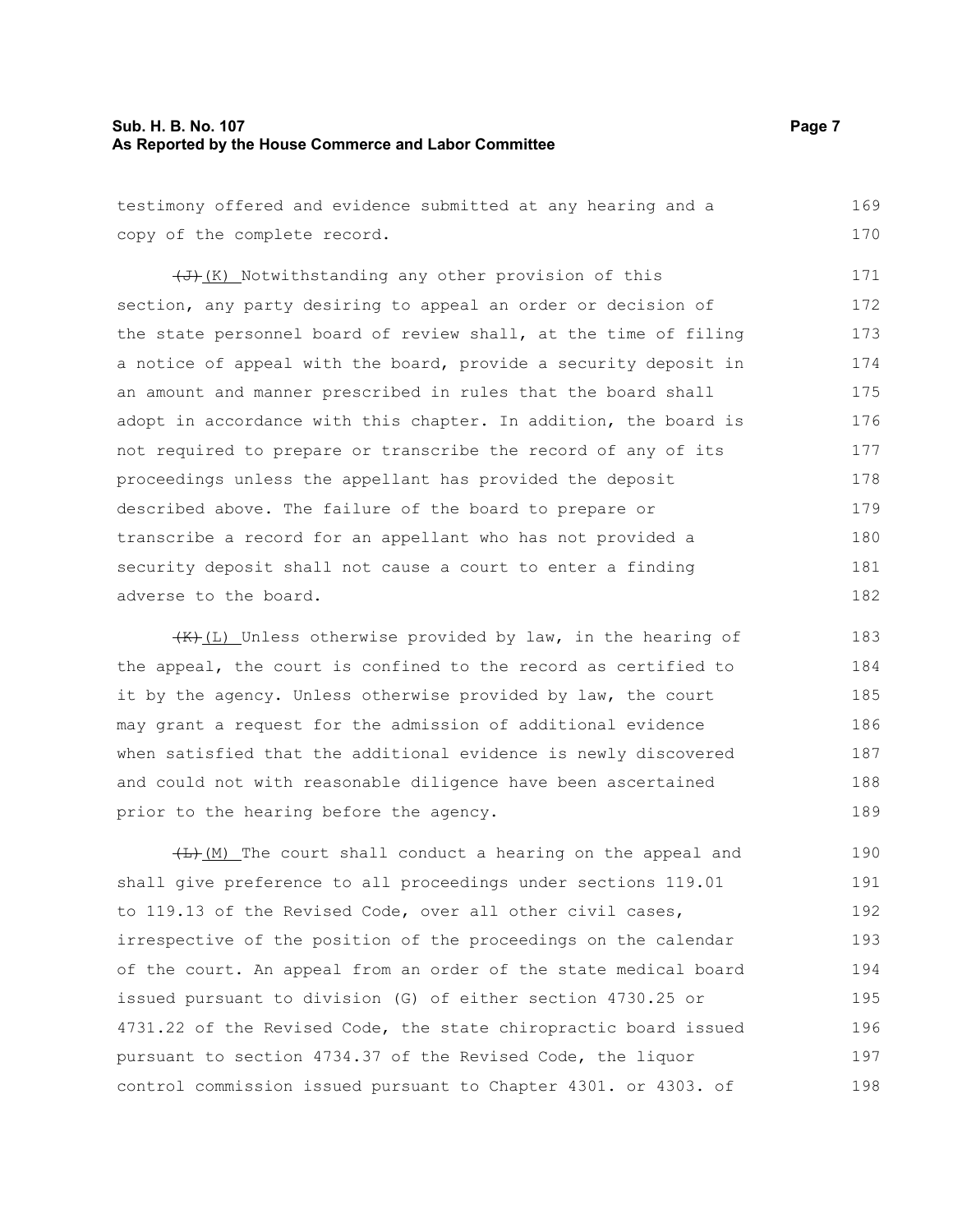testimony offered and evidence submitted at any hearing and a copy of the complete record.

~~(J)~~ (K) Notwithstanding any other provision of this section, any party desiring to appeal an order or decision of the state personnel board of review shall, at the time of filing a notice of appeal with the board, provide a security deposit in an amount and manner prescribed in rules that the board shall adopt in accordance with this chapter. In addition, the board is not required to prepare or transcribe the record of any of its proceedings unless the appellant has provided the deposit described above. The failure of the board to prepare or transcribe a record for an appellant who has not provided a security deposit shall not cause a court to enter a finding adverse to the board.

~~(K)~~ (L) Unless otherwise provided by law, in the hearing of the appeal, the court is confined to the record as certified to it by the agency. Unless otherwise provided by law, the court may grant a request for the admission of additional evidence when satisfied that the additional evidence is newly discovered and could not with reasonable diligence have been ascertained prior to the hearing before the agency.

~~(L)~~ (M) The court shall conduct a hearing on the appeal and shall give preference to all proceedings under sections 119.01 to 119.13 of the Revised Code, over all other civil cases, irrespective of the position of the proceedings on the calendar of the court. An appeal from an order of the state medical board issued pursuant to division (G) of either section 4730.25 or 4731.22 of the Revised Code, the state chiropractic board issued pursuant to section 4734.37 of the Revised Code, the liquor control commission issued pursuant to Chapter 4301. or 4303. of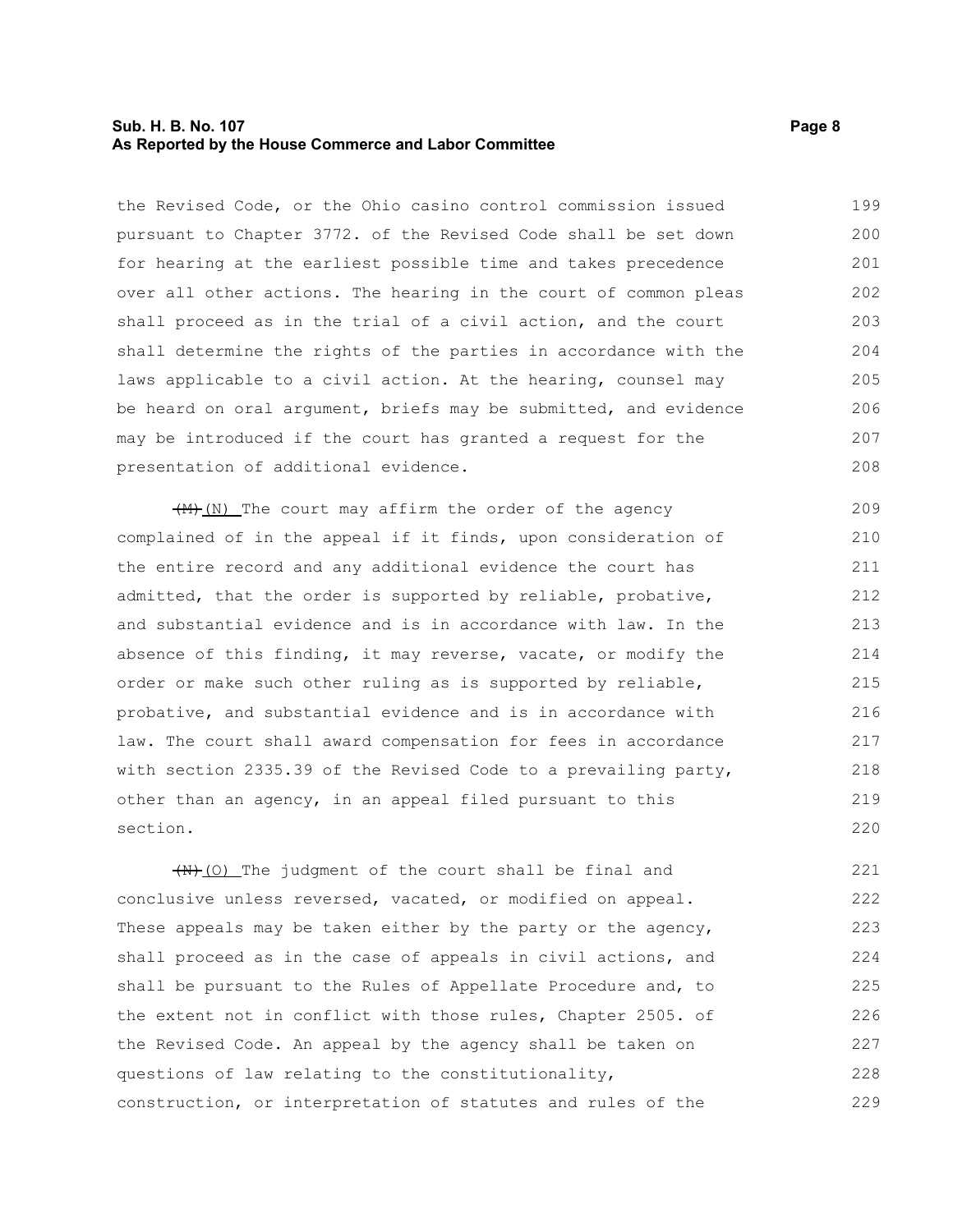the Revised Code, or the Ohio casino control commission issued pursuant to Chapter 3772. of the Revised Code shall be set down for hearing at the earliest possible time and takes precedence over all other actions. The hearing in the court of common pleas shall proceed as in the trial of a civil action, and the court shall determine the rights of the parties in accordance with the laws applicable to a civil action. At the hearing, counsel may be heard on oral argument, briefs may be submitted, and evidence may be introduced if the court has granted a request for the presentation of additional evidence.

~~(M)~~ (N) The court may affirm the order of the agency complained of in the appeal if it finds, upon consideration of the entire record and any additional evidence the court has admitted, that the order is supported by reliable, probative, and substantial evidence and is in accordance with law. In the absence of this finding, it may reverse, vacate, or modify the order or make such other ruling as is supported by reliable, probative, and substantial evidence and is in accordance with law. The court shall award compensation for fees in accordance with section 2335.39 of the Revised Code to a prevailing party, other than an agency, in an appeal filed pursuant to this section.

~~(N)~~ (O) The judgment of the court shall be final and conclusive unless reversed, vacated, or modified on appeal. These appeals may be taken either by the party or the agency, shall proceed as in the case of appeals in civil actions, and shall be pursuant to the Rules of Appellate Procedure and, to the extent not in conflict with those rules, Chapter 2505. of the Revised Code. An appeal by the agency shall be taken on questions of law relating to the constitutionality, construction, or interpretation of statutes and rules of the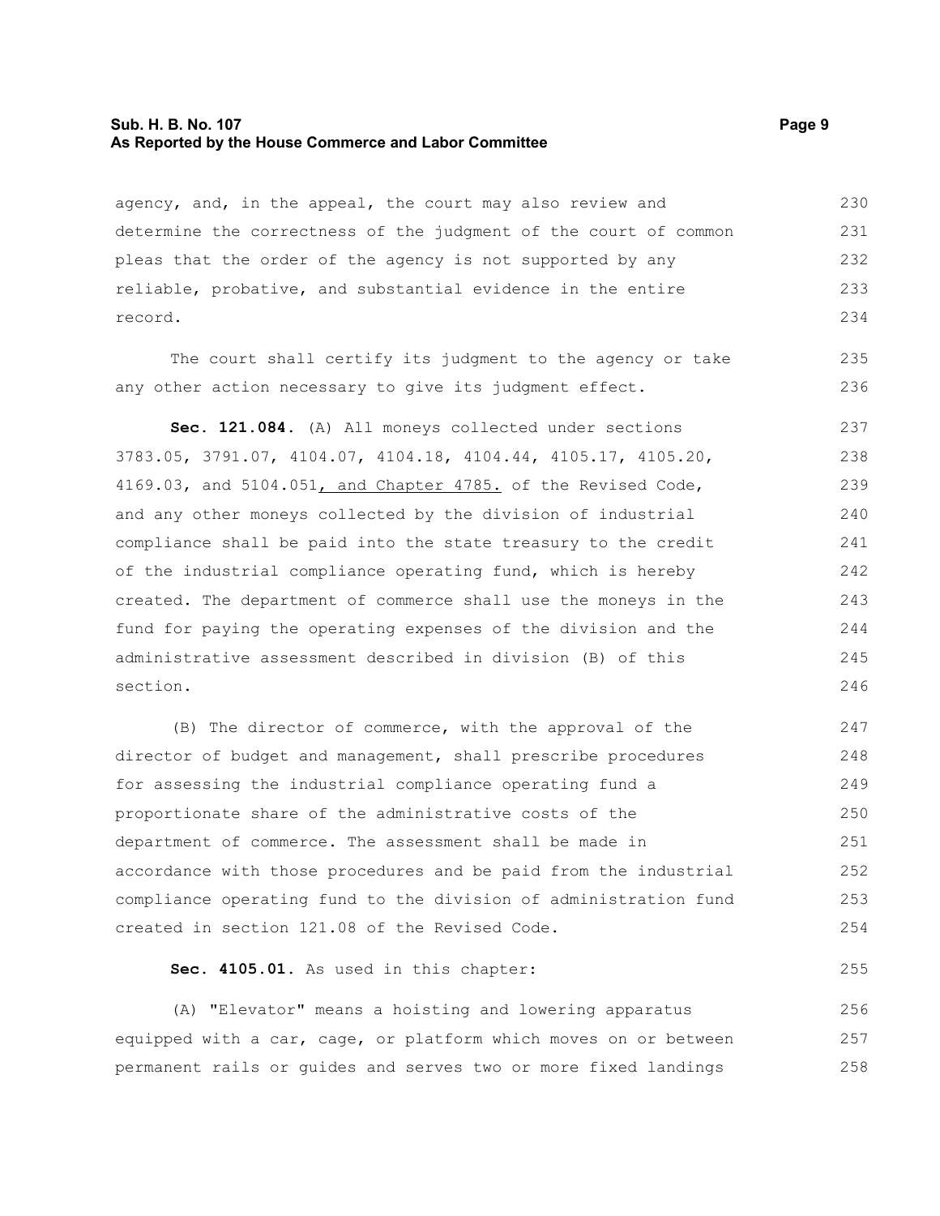agency, and, in the appeal, the court may also review and determine the correctness of the judgment of the court of common pleas that the order of the agency is not supported by any reliable, probative, and substantial evidence in the entire record.

The court shall certify its judgment to the agency or take any other action necessary to give its judgment effect.

**Sec. 121.084.** (A) All moneys collected under sections 3783.05, 3791.07, 4104.07, 4104.18, 4104.44, 4105.17, 4105.20, 4169.03, and 5104.051, and Chapter 4785. of the Revised Code, and any other moneys collected by the division of industrial compliance shall be paid into the state treasury to the credit of the industrial compliance operating fund, which is hereby created. The department of commerce shall use the moneys in the fund for paying the operating expenses of the division and the administrative assessment described in division (B) of this section.

(B) The director of commerce, with the approval of the director of budget and management, shall prescribe procedures for assessing the industrial compliance operating fund a proportionate share of the administrative costs of the department of commerce. The assessment shall be made in accordance with those procedures and be paid from the industrial compliance operating fund to the division of administration fund created in section 121.08 of the Revised Code.

**Sec. 4105.01.** As used in this chapter:

(A) "Elevator" means a hoisting and lowering apparatus equipped with a car, cage, or platform which moves on or between permanent rails or guides and serves two or more fixed landings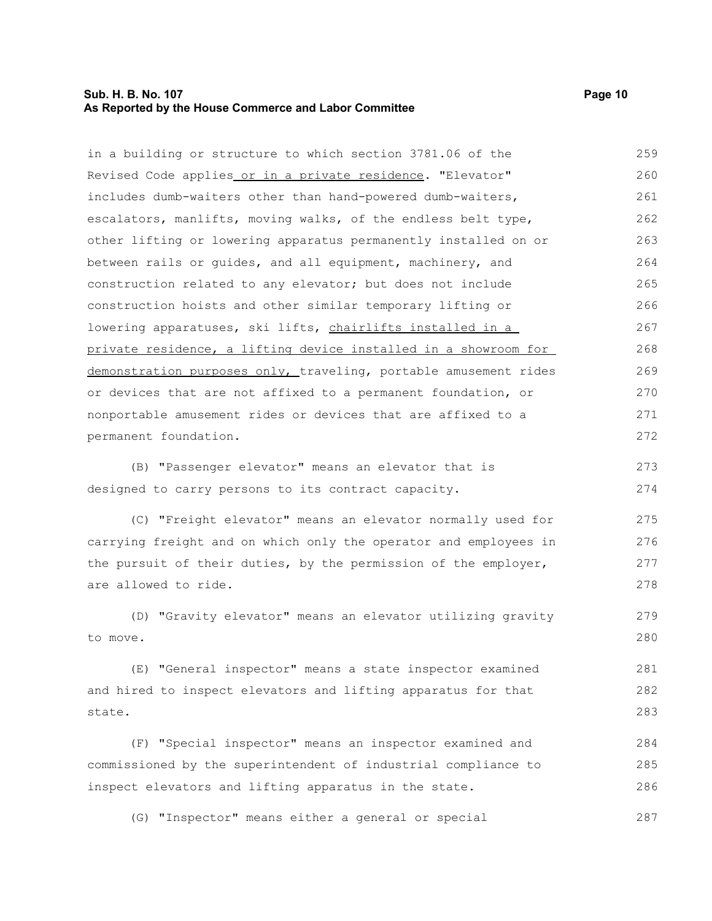in a building or structure to which section 3781.06 of the Revised Code applies or in a private residence. "Elevator" includes dumb-waiters other than hand-powered dumb-waiters, escalators, manlifts, moving walks, of the endless belt type, other lifting or lowering apparatus permanently installed on or between rails or guides, and all equipment, machinery, and construction related to any elevator; but does not include construction hoists and other similar temporary lifting or lowering apparatuses, ski lifts, chairlifts installed in a private residence, a lifting device installed in a showroom for demonstration purposes only, traveling, portable amusement rides or devices that are not affixed to a permanent foundation, or nonportable amusement rides or devices that are affixed to a permanent foundation.

(B) "Passenger elevator" means an elevator that is designed to carry persons to its contract capacity.

(C) "Freight elevator" means an elevator normally used for carrying freight and on which only the operator and employees in the pursuit of their duties, by the permission of the employer, are allowed to ride.

(D) "Gravity elevator" means an elevator utilizing gravity to move.

(E) "General inspector" means a state inspector examined and hired to inspect elevators and lifting apparatus for that state.

(F) "Special inspector" means an inspector examined and commissioned by the superintendent of industrial compliance to inspect elevators and lifting apparatus in the state.

(G) "Inspector" means either a general or special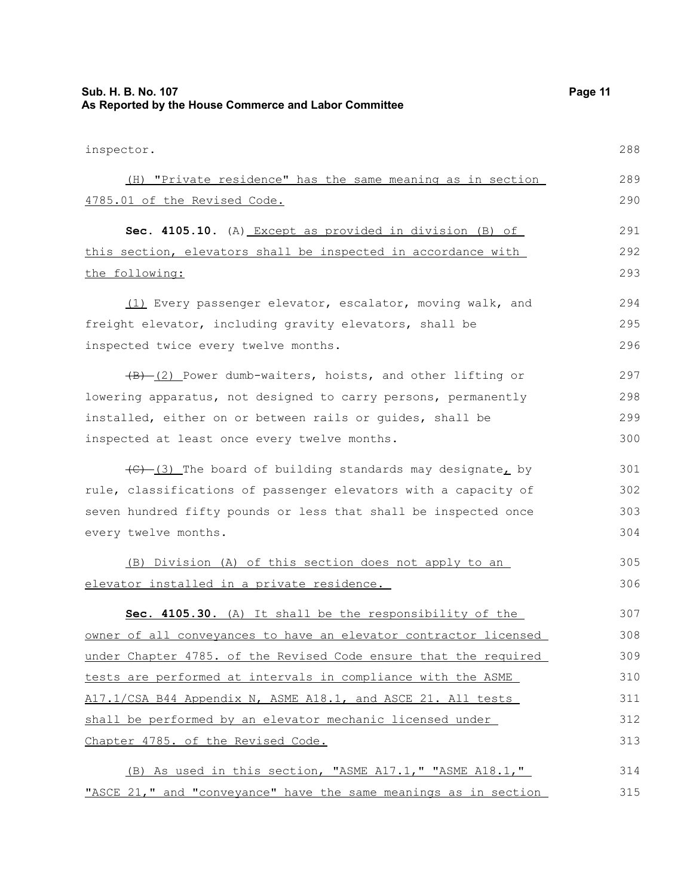inspector.

(H) "Private residence" has the same meaning as in section 4785.01 of the Revised Code.

**Sec. 4105.10.** (A) Except as provided in division (B) of this section, elevators shall be inspected in accordance with the following:

(1) Every passenger elevator, escalator, moving walk, and freight elevator, including gravity elevators, shall be inspected twice every twelve months.

~~(B)~~ (2) Power dumb-waiters, hoists, and other lifting or lowering apparatus, not designed to carry persons, permanently installed, either on or between rails or guides, shall be inspected at least once every twelve months.

~~(C)~~ (3) The board of building standards may designate, by rule, classifications of passenger elevators with a capacity of seven hundred fifty pounds or less that shall be inspected once every twelve months.

(B) Division (A) of this section does not apply to an elevator installed in a private residence.

**Sec. 4105.30.** (A) It shall be the responsibility of the owner of all conveyances to have an elevator contractor licensed under Chapter 4785. of the Revised Code ensure that the required tests are performed at intervals in compliance with the ASME A17.1/CSA B44 Appendix N, ASME A18.1, and ASCE 21. All tests shall be performed by an elevator mechanic licensed under Chapter 4785. of the Revised Code.

(B) As used in this section, "ASME A17.1," "ASME A18.1," "ASCE 21," and "conveyance" have the same meanings as in section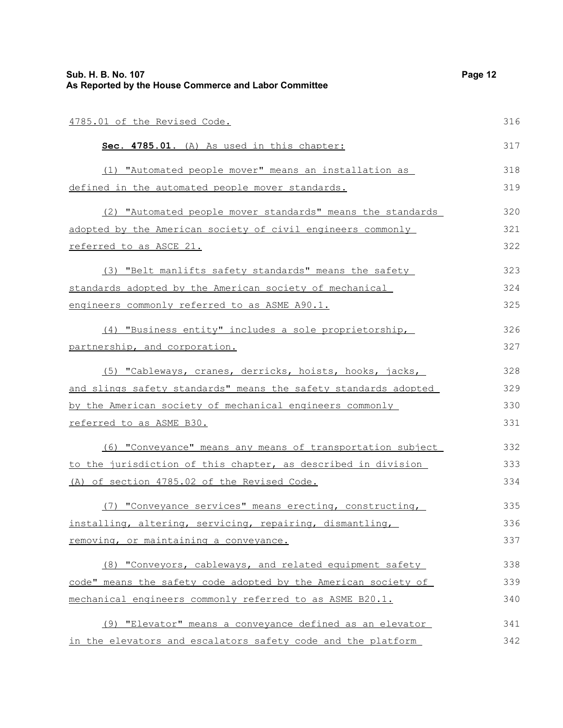4785.01 of the Revised Code.

**Sec. 4785.01.** (A) As used in this chapter:

(1) "Automated people mover" means an installation as defined in the automated people mover standards.

(2) "Automated people mover standards" means the standards adopted by the American society of civil engineers commonly referred to as ASCE 21.

(3) "Belt manlifts safety standards" means the safety standards adopted by the American society of mechanical engineers commonly referred to as ASME A90.1.

(4) "Business entity" includes a sole proprietorship, partnership, and corporation.

(5) "Cableways, cranes, derricks, hoists, hooks, jacks, and slings safety standards" means the safety standards adopted by the American society of mechanical engineers commonly referred to as ASME B30.

(6) "Conveyance" means any means of transportation subject to the jurisdiction of this chapter, as described in division (A) of section 4785.02 of the Revised Code.

(7) "Conveyance services" means erecting, constructing, installing, altering, servicing, repairing, dismantling, removing, or maintaining a conveyance.

(8) "Conveyors, cableways, and related equipment safety code" means the safety code adopted by the American society of mechanical engineers commonly referred to as ASME B20.1.

(9) "Elevator" means a conveyance defined as an elevator in the elevators and escalators safety code and the platform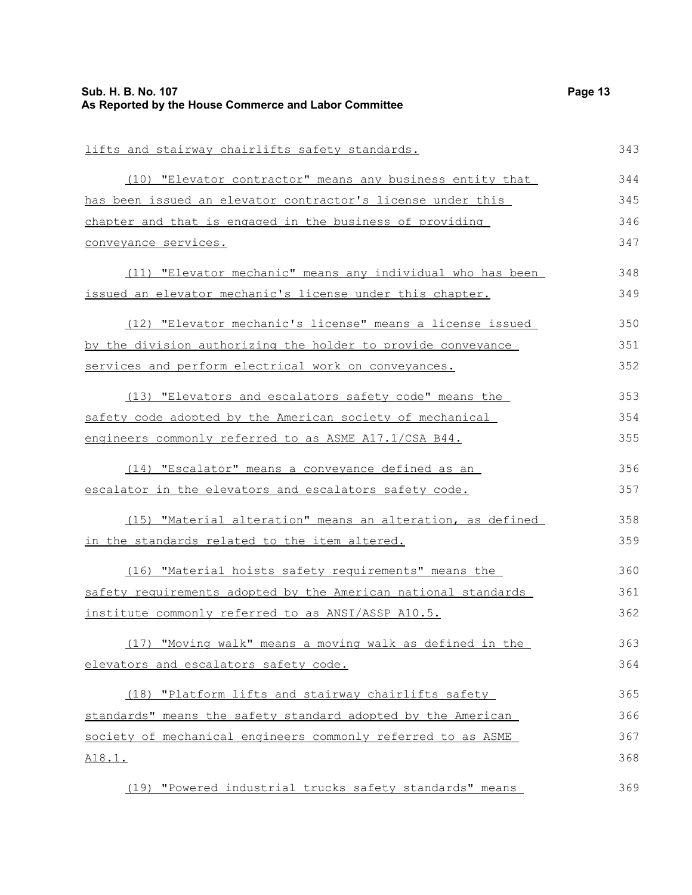lifts and stairway chairlifts safety standards.

(10) "Elevator contractor" means any business entity that has been issued an elevator contractor's license under this chapter and that is engaged in the business of providing conveyance services.

(11) "Elevator mechanic" means any individual who has been issued an elevator mechanic's license under this chapter.

(12) "Elevator mechanic's license" means a license issued by the division authorizing the holder to provide conveyance services and perform electrical work on conveyances.

(13) "Elevators and escalators safety code" means the safety code adopted by the American society of mechanical engineers commonly referred to as ASME A17.1/CSA B44.

(14) "Escalator" means a conveyance defined as an escalator in the elevators and escalators safety code.

(15) "Material alteration" means an alteration, as defined in the standards related to the item altered.

(16) "Material hoists safety requirements" means the safety requirements adopted by the American national standards institute commonly referred to as ANSI/ASSP A10.5.

(17) "Moving walk" means a moving walk as defined in the elevators and escalators safety code.

(18) "Platform lifts and stairway chairlifts safety standards" means the safety standard adopted by the American society of mechanical engineers commonly referred to as ASME A18.1.

(19) "Powered industrial trucks safety standards" means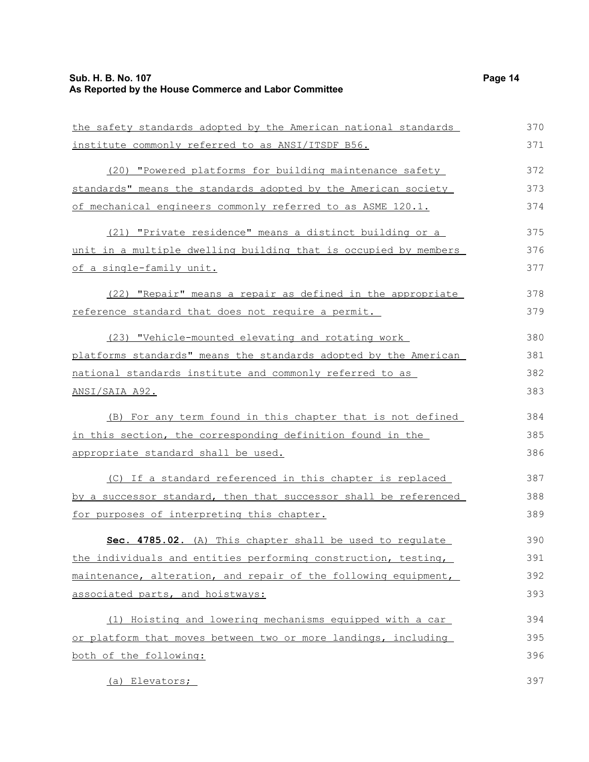the safety standards adopted by the American national standards institute commonly referred to as ANSI/ITSDF B56.

(20) "Powered platforms for building maintenance safety standards" means the standards adopted by the American society of mechanical engineers commonly referred to as ASME 120.1.

(21) "Private residence" means a distinct building or a unit in a multiple dwelling building that is occupied by members of a single-family unit.

(22) "Repair" means a repair as defined in the appropriate reference standard that does not require a permit.

(23) "Vehicle-mounted elevating and rotating work platforms standards" means the standards adopted by the American national standards institute and commonly referred to as ANSI/SAIA A92.

(B) For any term found in this chapter that is not defined in this section, the corresponding definition found in the appropriate standard shall be used.

(C) If a standard referenced in this chapter is replaced by a successor standard, then that successor shall be referenced for purposes of interpreting this chapter.

**Sec. 4785.02.** (A) This chapter shall be used to regulate the individuals and entities performing construction, testing, maintenance, alteration, and repair of the following equipment, associated parts, and hoistways:

(1) Hoisting and lowering mechanisms equipped with a car or platform that moves between two or more landings, including both of the following:

(a) Elevators;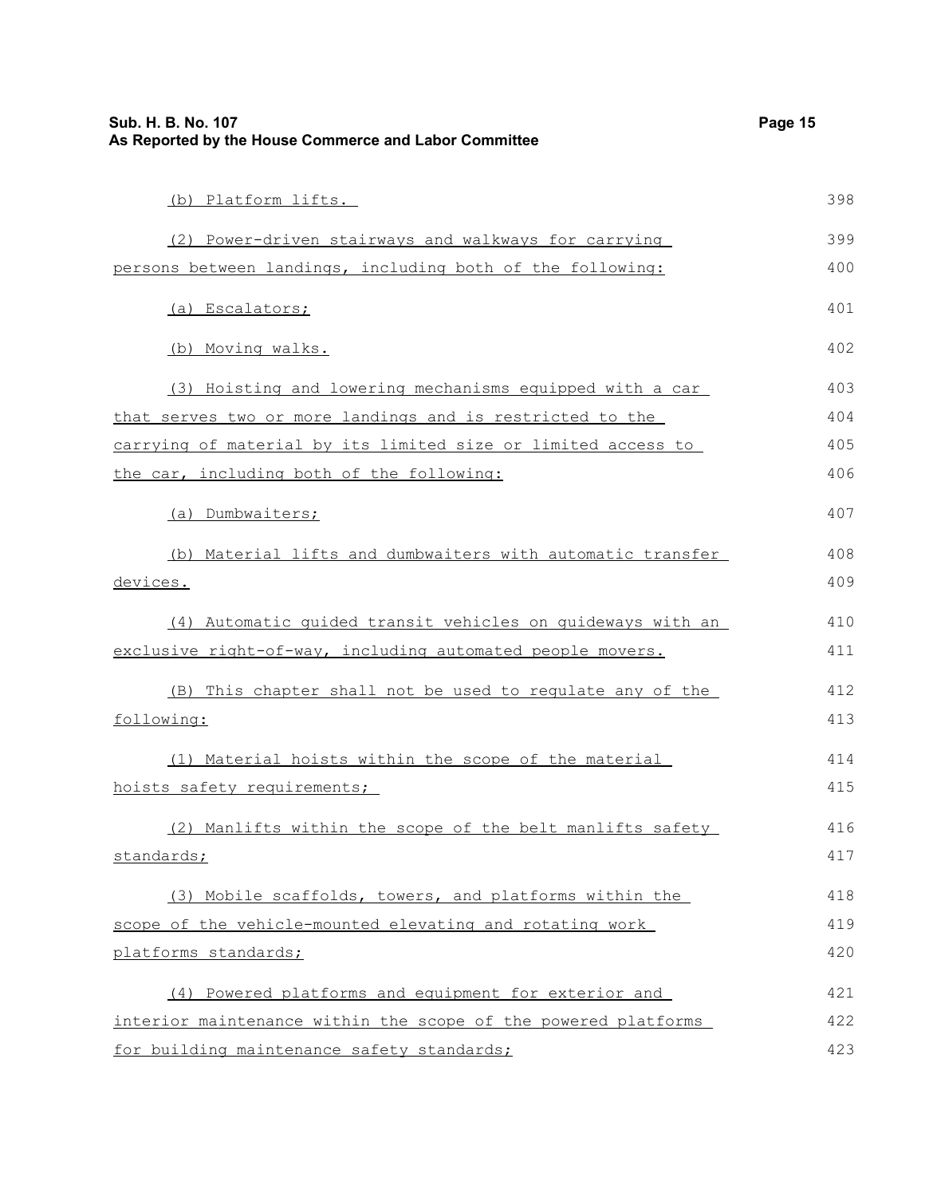(b) Platform lifts.

(2) Power-driven stairways and walkways for carrying persons between landings, including both of the following:

(a) Escalators;

(b) Moving walks.

(3) Hoisting and lowering mechanisms equipped with a car that serves two or more landings and is restricted to the carrying of material by its limited size or limited access to the car, including both of the following:

(a) Dumbwaiters;

(b) Material lifts and dumbwaiters with automatic transfer devices.

(4) Automatic guided transit vehicles on guideways with an exclusive right-of-way, including automated people movers.

(B) This chapter shall not be used to regulate any of the following:

(1) Material hoists within the scope of the material hoists safety requirements;

(2) Manlifts within the scope of the belt manlifts safety standards;

(3) Mobile scaffolds, towers, and platforms within the scope of the vehicle-mounted elevating and rotating work platforms standards;

(4) Powered platforms and equipment for exterior and interior maintenance within the scope of the powered platforms for building maintenance safety standards;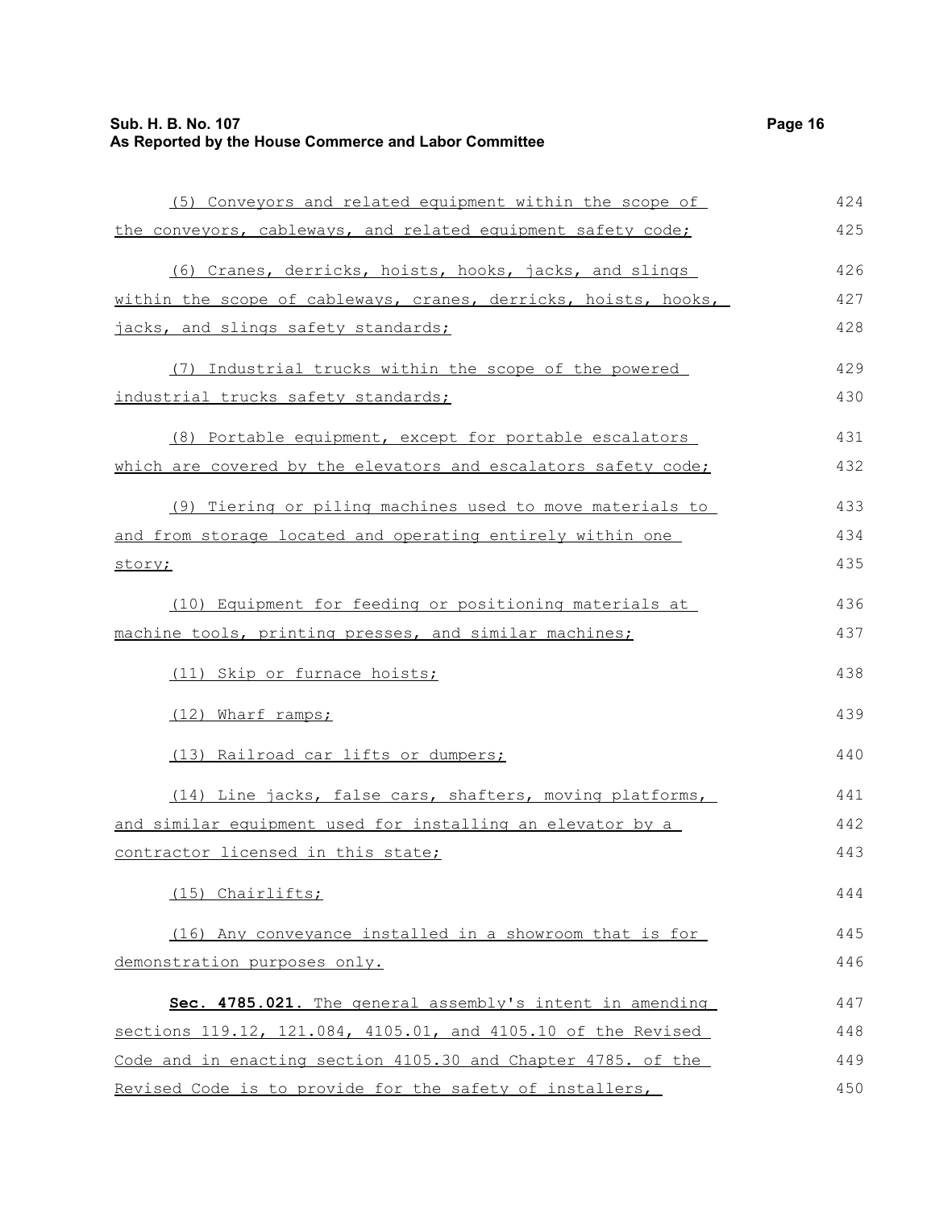(5) Conveyors and related equipment within the scope of the conveyors, cableways, and related equipment safety code;

(6) Cranes, derricks, hoists, hooks, jacks, and slings within the scope of cableways, cranes, derricks, hoists, hooks, jacks, and slings safety standards;

(7) Industrial trucks within the scope of the powered industrial trucks safety standards;

(8) Portable equipment, except for portable escalators which are covered by the elevators and escalators safety code;

(9) Tiering or piling machines used to move materials to and from storage located and operating entirely within one story;

(10) Equipment for feeding or positioning materials at machine tools, printing presses, and similar machines;

(11) Skip or furnace hoists;

(12) Wharf ramps;

(13) Railroad car lifts or dumpers;

(14) Line jacks, false cars, shafters, moving platforms, and similar equipment used for installing an elevator by a contractor licensed in this state;

(15) Chairlifts;

(16) Any conveyance installed in a showroom that is for demonstration purposes only.

**Sec. 4785.021.** The general assembly's intent in amending sections 119.12, 121.084, 4105.01, and 4105.10 of the Revised Code and in enacting section 4105.30 and Chapter 4785. of the Revised Code is to provide for the safety of installers,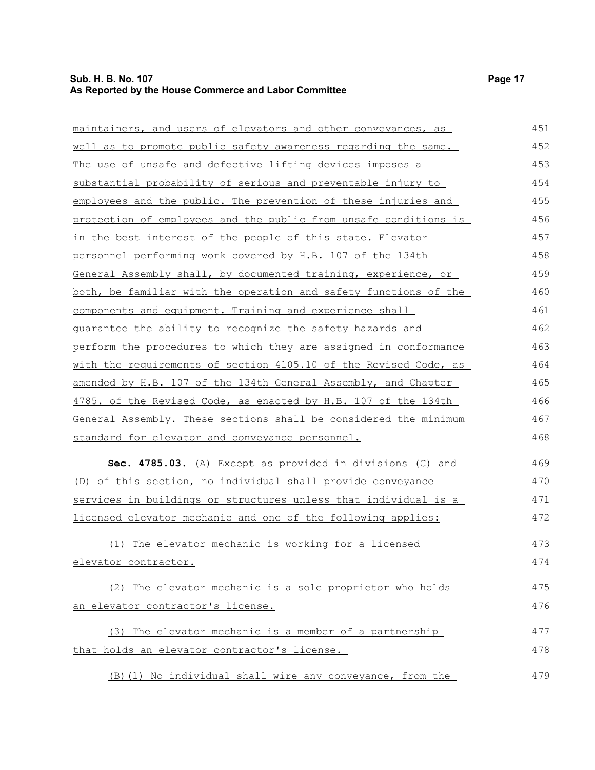maintainers, and users of elevators and other conveyances, as well as to promote public safety awareness regarding the same. The use of unsafe and defective lifting devices imposes a substantial probability of serious and preventable injury to employees and the public. The prevention of these injuries and protection of employees and the public from unsafe conditions is in the best interest of the people of this state. Elevator personnel performing work covered by H.B. 107 of the 134th General Assembly shall, by documented training, experience, or both, be familiar with the operation and safety functions of the components and equipment. Training and experience shall guarantee the ability to recognize the safety hazards and perform the procedures to which they are assigned in conformance with the requirements of section 4105.10 of the Revised Code, as amended by H.B. 107 of the 134th General Assembly, and Chapter 4785. of the Revised Code, as enacted by H.B. 107 of the 134th General Assembly. These sections shall be considered the minimum standard for elevator and conveyance personnel.

**Sec. 4785.03.** (A) Except as provided in divisions (C) and (D) of this section, no individual shall provide conveyance services in buildings or structures unless that individual is a licensed elevator mechanic and one of the following applies:

(1) The elevator mechanic is working for a licensed elevator contractor.

(2) The elevator mechanic is a sole proprietor who holds an elevator contractor's license.

(3) The elevator mechanic is a member of a partnership that holds an elevator contractor's license.

(B)(1) No individual shall wire any conveyance, from the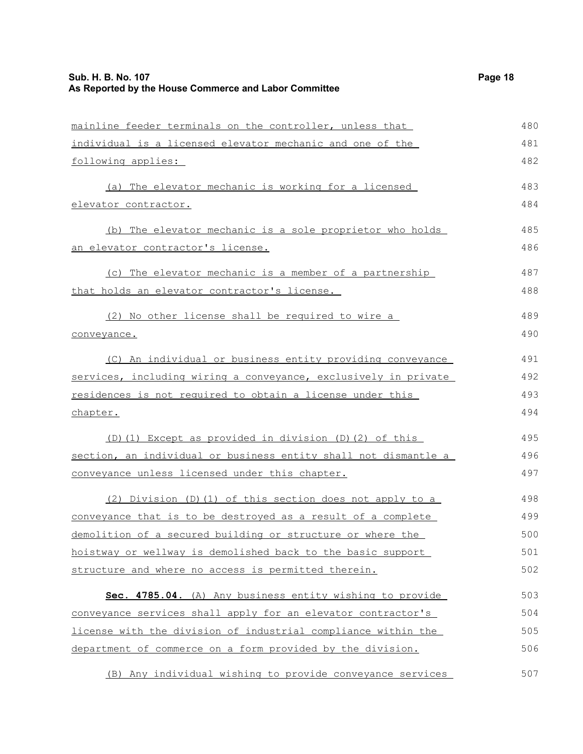mainline feeder terminals on the controller, unless that individual is a licensed elevator mechanic and one of the following applies:

(a) The elevator mechanic is working for a licensed elevator contractor.

(b) The elevator mechanic is a sole proprietor who holds an elevator contractor's license.

(c) The elevator mechanic is a member of a partnership that holds an elevator contractor's license.

(2) No other license shall be required to wire a conveyance.

(C) An individual or business entity providing conveyance services, including wiring a conveyance, exclusively in private residences is not required to obtain a license under this chapter.

(D)(1) Except as provided in division (D)(2) of this section, an individual or business entity shall not dismantle a conveyance unless licensed under this chapter.

(2) Division (D)(1) of this section does not apply to a conveyance that is to be destroyed as a result of a complete demolition of a secured building or structure or where the hoistway or wellway is demolished back to the basic support structure and where no access is permitted therein.

**Sec. 4785.04.** (A) Any business entity wishing to provide conveyance services shall apply for an elevator contractor's license with the division of industrial compliance within the department of commerce on a form provided by the division.

(B) Any individual wishing to provide conveyance services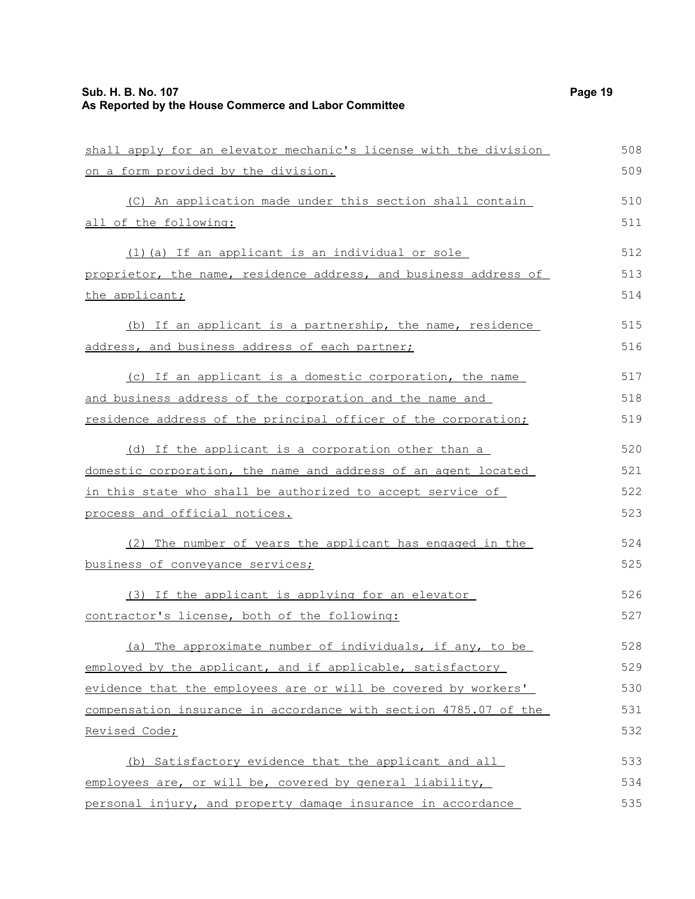shall apply for an elevator mechanic's license with the division on a form provided by the division.

(C) An application made under this section shall contain all of the following:

(1)(a) If an applicant is an individual or sole proprietor, the name, residence address, and business address of the applicant;

(b) If an applicant is a partnership, the name, residence address, and business address of each partner;

(c) If an applicant is a domestic corporation, the name and business address of the corporation and the name and residence address of the principal officer of the corporation;

(d) If the applicant is a corporation other than a domestic corporation, the name and address of an agent located in this state who shall be authorized to accept service of process and official notices.

(2) The number of years the applicant has engaged in the business of conveyance services;

(3) If the applicant is applying for an elevator contractor's license, both of the following:

(a) The approximate number of individuals, if any, to be employed by the applicant, and if applicable, satisfactory evidence that the employees are or will be covered by workers' compensation insurance in accordance with section 4785.07 of the Revised Code;

(b) Satisfactory evidence that the applicant and all employees are, or will be, covered by general liability, personal injury, and property damage insurance in accordance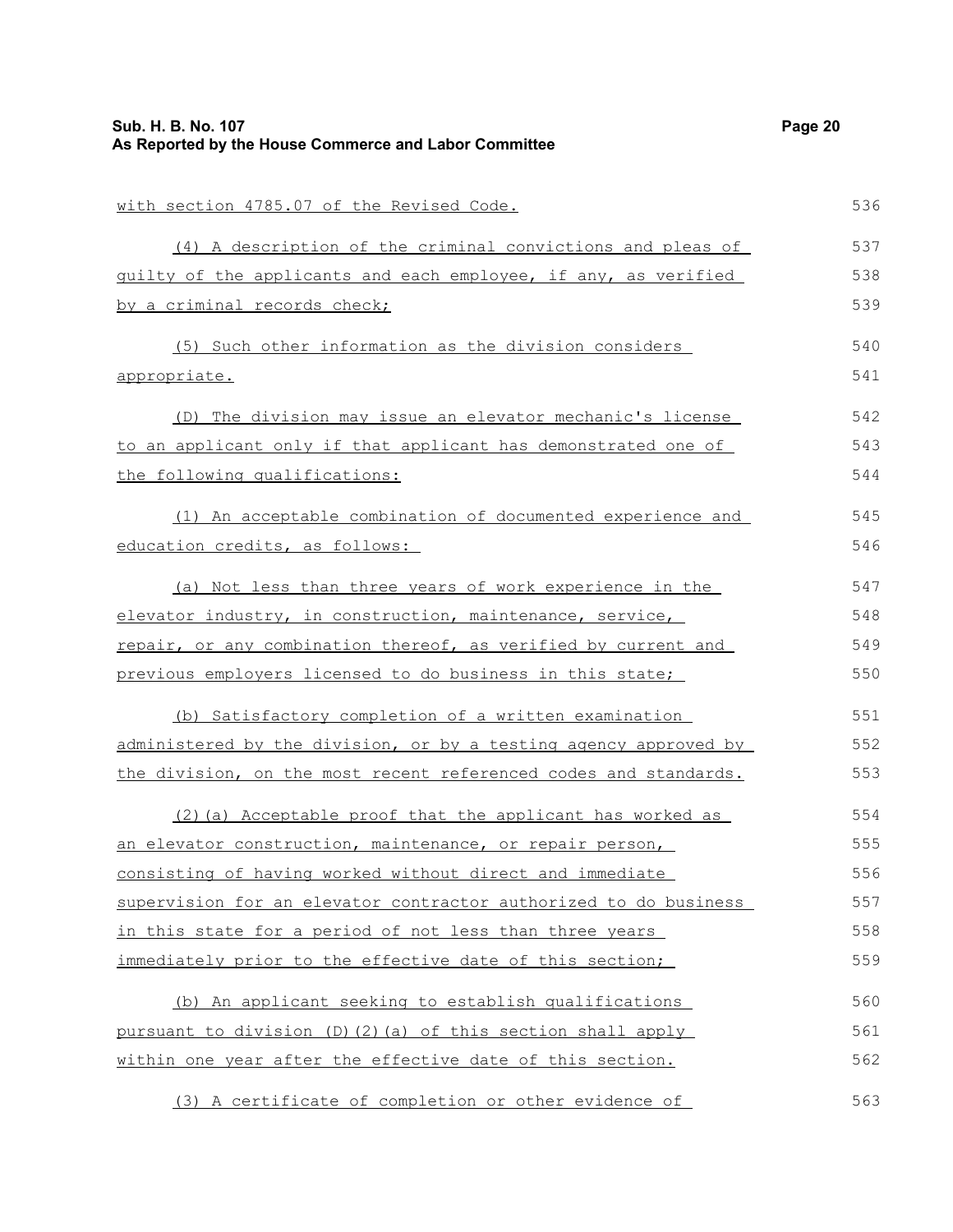with section 4785.07 of the Revised Code.

(4) A description of the criminal convictions and pleas of guilty of the applicants and each employee, if any, as verified by a criminal records check;

(5) Such other information as the division considers appropriate.

(D) The division may issue an elevator mechanic's license to an applicant only if that applicant has demonstrated one of the following qualifications:

(1) An acceptable combination of documented experience and education credits, as follows:

(a) Not less than three years of work experience in the elevator industry, in construction, maintenance, service, repair, or any combination thereof, as verified by current and previous employers licensed to do business in this state;

(b) Satisfactory completion of a written examination administered by the division, or by a testing agency approved by the division, on the most recent referenced codes and standards.

(2)(a) Acceptable proof that the applicant has worked as an elevator construction, maintenance, or repair person, consisting of having worked without direct and immediate supervision for an elevator contractor authorized to do business in this state for a period of not less than three years immediately prior to the effective date of this section;

(b) An applicant seeking to establish qualifications pursuant to division (D)(2)(a) of this section shall apply within one year after the effective date of this section.

(3) A certificate of completion or other evidence of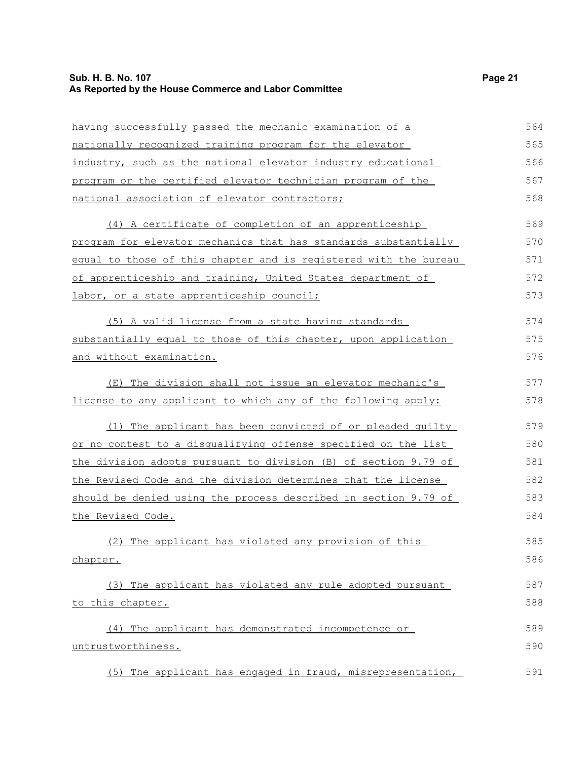having successfully passed the mechanic examination of a nationally recognized training program for the elevator industry, such as the national elevator industry educational program or the certified elevator technician program of the national association of elevator contractors;

(4) A certificate of completion of an apprenticeship program for elevator mechanics that has standards substantially equal to those of this chapter and is registered with the bureau of apprenticeship and training, United States department of labor, or a state apprenticeship council;

(5) A valid license from a state having standards substantially equal to those of this chapter, upon application and without examination.

(E) The division shall not issue an elevator mechanic's license to any applicant to which any of the following apply:

(1) The applicant has been convicted of or pleaded guilty or no contest to a disqualifying offense specified on the list the division adopts pursuant to division (B) of section 9.79 of the Revised Code and the division determines that the license should be denied using the process described in section 9.79 of the Revised Code.

(2) The applicant has violated any provision of this chapter.

(3) The applicant has violated any rule adopted pursuant to this chapter.

(4) The applicant has demonstrated incompetence or untrustworthiness.

(5) The applicant has engaged in fraud, misrepresentation,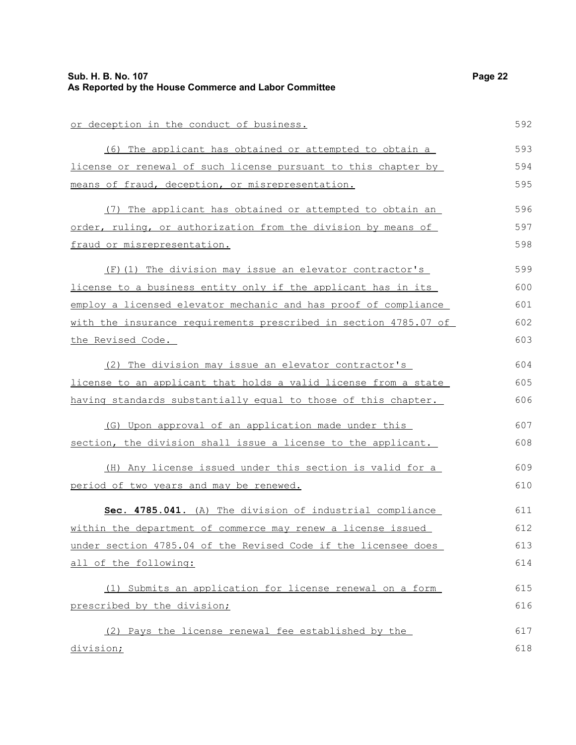or deception in the conduct of business.

(6) The applicant has obtained or attempted to obtain a license or renewal of such license pursuant to this chapter by means of fraud, deception, or misrepresentation.

(7) The applicant has obtained or attempted to obtain an order, ruling, or authorization from the division by means of fraud or misrepresentation.

(F)(1) The division may issue an elevator contractor's license to a business entity only if the applicant has in its employ a licensed elevator mechanic and has proof of compliance with the insurance requirements prescribed in section 4785.07 of the Revised Code.

(2) The division may issue an elevator contractor's license to an applicant that holds a valid license from a state having standards substantially equal to those of this chapter.

(G) Upon approval of an application made under this section, the division shall issue a license to the applicant.

(H) Any license issued under this section is valid for a period of two years and may be renewed.

**Sec. 4785.041.** (A) The division of industrial compliance within the department of commerce may renew a license issued under section 4785.04 of the Revised Code if the licensee does all of the following:

(1) Submits an application for license renewal on a form prescribed by the division;

(2) Pays the license renewal fee established by the division;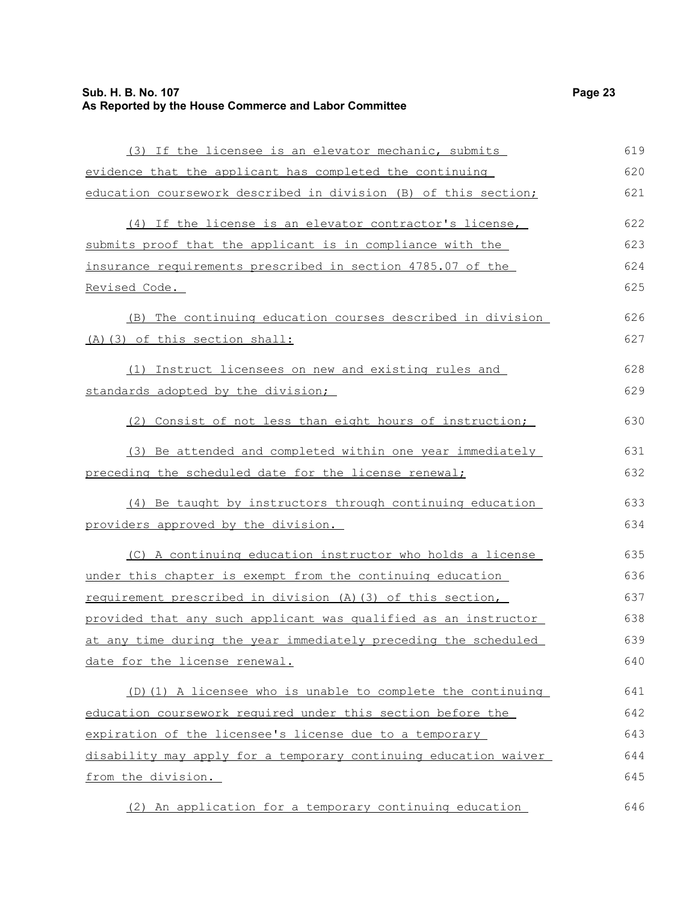(3) If the licensee is an elevator mechanic, submits evidence that the applicant has completed the continuing education coursework described in division (B) of this section;

(4) If the license is an elevator contractor's license, submits proof that the applicant is in compliance with the insurance requirements prescribed in section 4785.07 of the Revised Code.

(B) The continuing education courses described in division (A)(3) of this section shall:

(1) Instruct licensees on new and existing rules and standards adopted by the division;

(2) Consist of not less than eight hours of instruction;

(3) Be attended and completed within one year immediately preceding the scheduled date for the license renewal;

(4) Be taught by instructors through continuing education providers approved by the division.

(C) A continuing education instructor who holds a license under this chapter is exempt from the continuing education requirement prescribed in division (A)(3) of this section, provided that any such applicant was qualified as an instructor at any time during the year immediately preceding the scheduled date for the license renewal.

(D)(1) A licensee who is unable to complete the continuing education coursework required under this section before the expiration of the licensee's license due to a temporary disability may apply for a temporary continuing education waiver from the division.

(2) An application for a temporary continuing education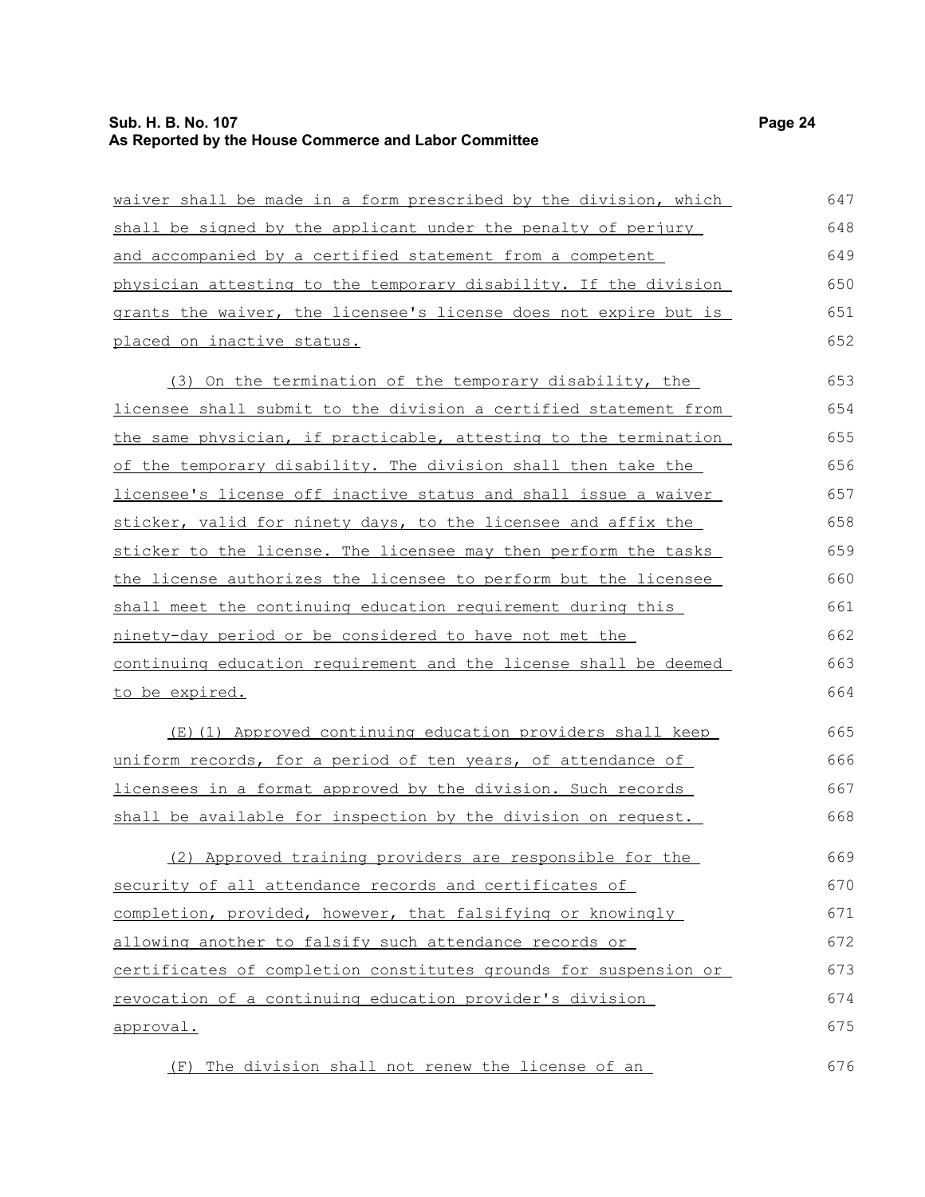waiver shall be made in a form prescribed by the division, which shall be signed by the applicant under the penalty of perjury and accompanied by a certified statement from a competent physician attesting to the temporary disability. If the division grants the waiver, the licensee's license does not expire but is placed on inactive status.

(3) On the termination of the temporary disability, the licensee shall submit to the division a certified statement from the same physician, if practicable, attesting to the termination of the temporary disability. The division shall then take the licensee's license off inactive status and shall issue a waiver sticker, valid for ninety days, to the licensee and affix the sticker to the license. The licensee may then perform the tasks the license authorizes the licensee to perform but the licensee shall meet the continuing education requirement during this ninety-day period or be considered to have not met the continuing education requirement and the license shall be deemed to be expired.

(E)(1) Approved continuing education providers shall keep uniform records, for a period of ten years, of attendance of licensees in a format approved by the division. Such records shall be available for inspection by the division on request.

(2) Approved training providers are responsible for the security of all attendance records and certificates of completion, provided, however, that falsifying or knowingly allowing another to falsify such attendance records or certificates of completion constitutes grounds for suspension or revocation of a continuing education provider's division approval.

(F) The division shall not renew the license of an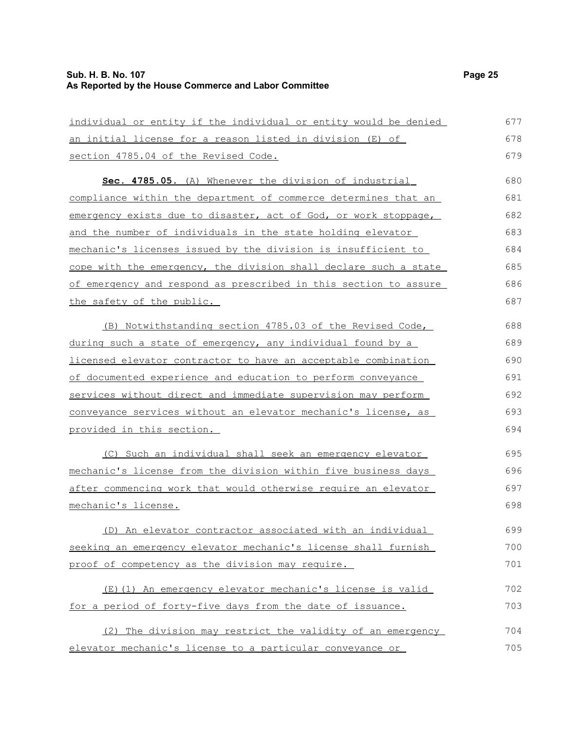individual or entity if the individual or entity would be denied an initial license for a reason listed in division (E) of section 4785.04 of the Revised Code.

**Sec. 4785.05.** (A) Whenever the division of industrial compliance within the department of commerce determines that an emergency exists due to disaster, act of God, or work stoppage, and the number of individuals in the state holding elevator mechanic's licenses issued by the division is insufficient to cope with the emergency, the division shall declare such a state of emergency and respond as prescribed in this section to assure the safety of the public.

(B) Notwithstanding section 4785.03 of the Revised Code, during such a state of emergency, any individual found by a licensed elevator contractor to have an acceptable combination of documented experience and education to perform conveyance services without direct and immediate supervision may perform conveyance services without an elevator mechanic's license, as provided in this section.

(C) Such an individual shall seek an emergency elevator mechanic's license from the division within five business days after commencing work that would otherwise require an elevator mechanic's license.

(D) An elevator contractor associated with an individual seeking an emergency elevator mechanic's license shall furnish proof of competency as the division may require.

(E)(1) An emergency elevator mechanic's license is valid for a period of forty-five days from the date of issuance.

(2) The division may restrict the validity of an emergency elevator mechanic's license to a particular conveyance or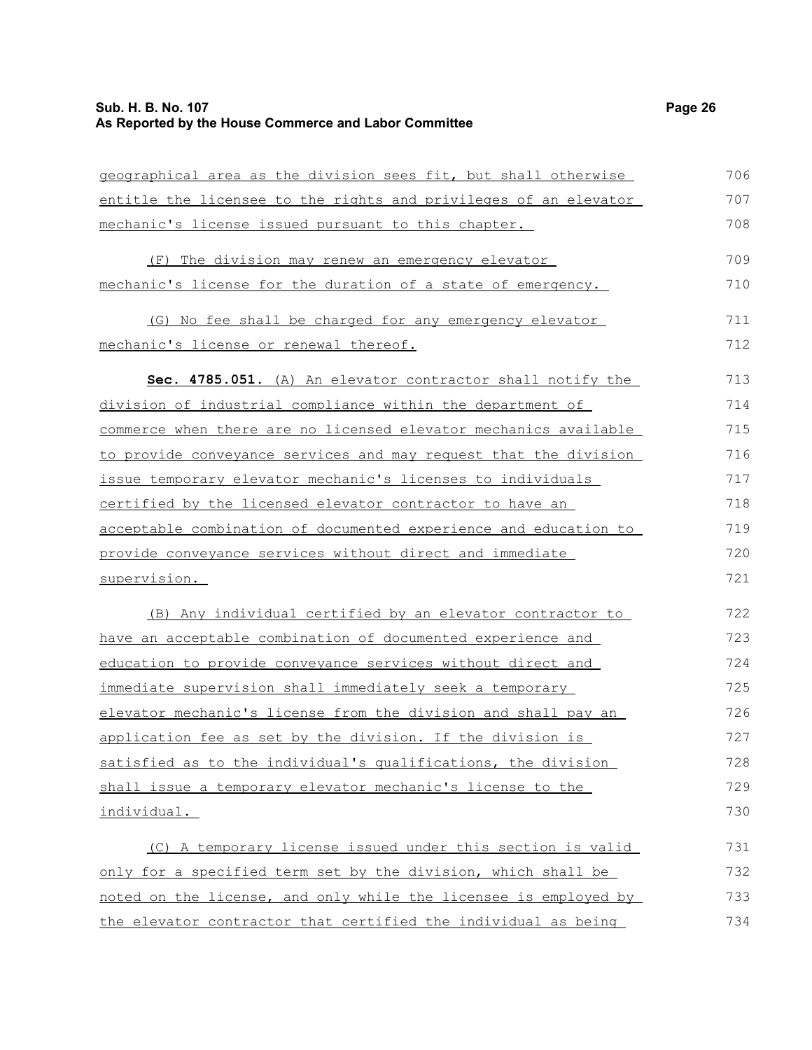geographical area as the division sees fit, but shall otherwise entitle the licensee to the rights and privileges of an elevator mechanic's license issued pursuant to this chapter.

(F) The division may renew an emergency elevator mechanic's license for the duration of a state of emergency.

(G) No fee shall be charged for any emergency elevator mechanic's license or renewal thereof.

**Sec. 4785.051.** (A) An elevator contractor shall notify the division of industrial compliance within the department of commerce when there are no licensed elevator mechanics available to provide conveyance services and may request that the division issue temporary elevator mechanic's licenses to individuals certified by the licensed elevator contractor to have an acceptable combination of documented experience and education to provide conveyance services without direct and immediate supervision.

(B) Any individual certified by an elevator contractor to have an acceptable combination of documented experience and education to provide conveyance services without direct and immediate supervision shall immediately seek a temporary elevator mechanic's license from the division and shall pay an application fee as set by the division. If the division is satisfied as to the individual's qualifications, the division shall issue a temporary elevator mechanic's license to the individual.

(C) A temporary license issued under this section is valid only for a specified term set by the division, which shall be noted on the license, and only while the licensee is employed by the elevator contractor that certified the individual as being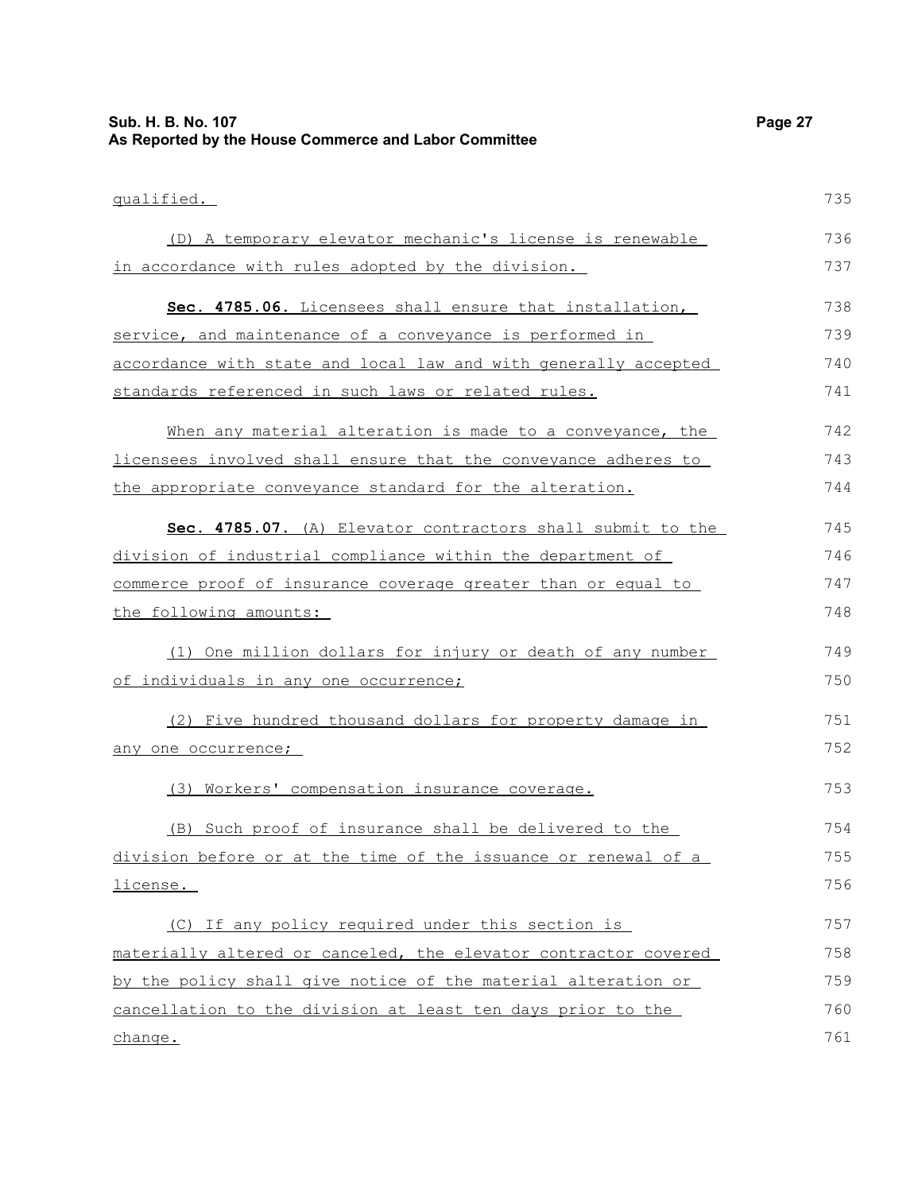qualified.

(D) A temporary elevator mechanic's license is renewable in accordance with rules adopted by the division.

**Sec. 4785.06.** Licensees shall ensure that installation, service, and maintenance of a conveyance is performed in accordance with state and local law and with generally accepted standards referenced in such laws or related rules.

When any material alteration is made to a conveyance, the licensees involved shall ensure that the conveyance adheres to the appropriate conveyance standard for the alteration.

**Sec. 4785.07.** (A) Elevator contractors shall submit to the division of industrial compliance within the department of commerce proof of insurance coverage greater than or equal to the following amounts:

(1) One million dollars for injury or death of any number of individuals in any one occurrence;

(2) Five hundred thousand dollars for property damage in any one occurrence;

(3) Workers' compensation insurance coverage.

(B) Such proof of insurance shall be delivered to the division before or at the time of the issuance or renewal of a license.

(C) If any policy required under this section is materially altered or canceled, the elevator contractor covered by the policy shall give notice of the material alteration or cancellation to the division at least ten days prior to the change.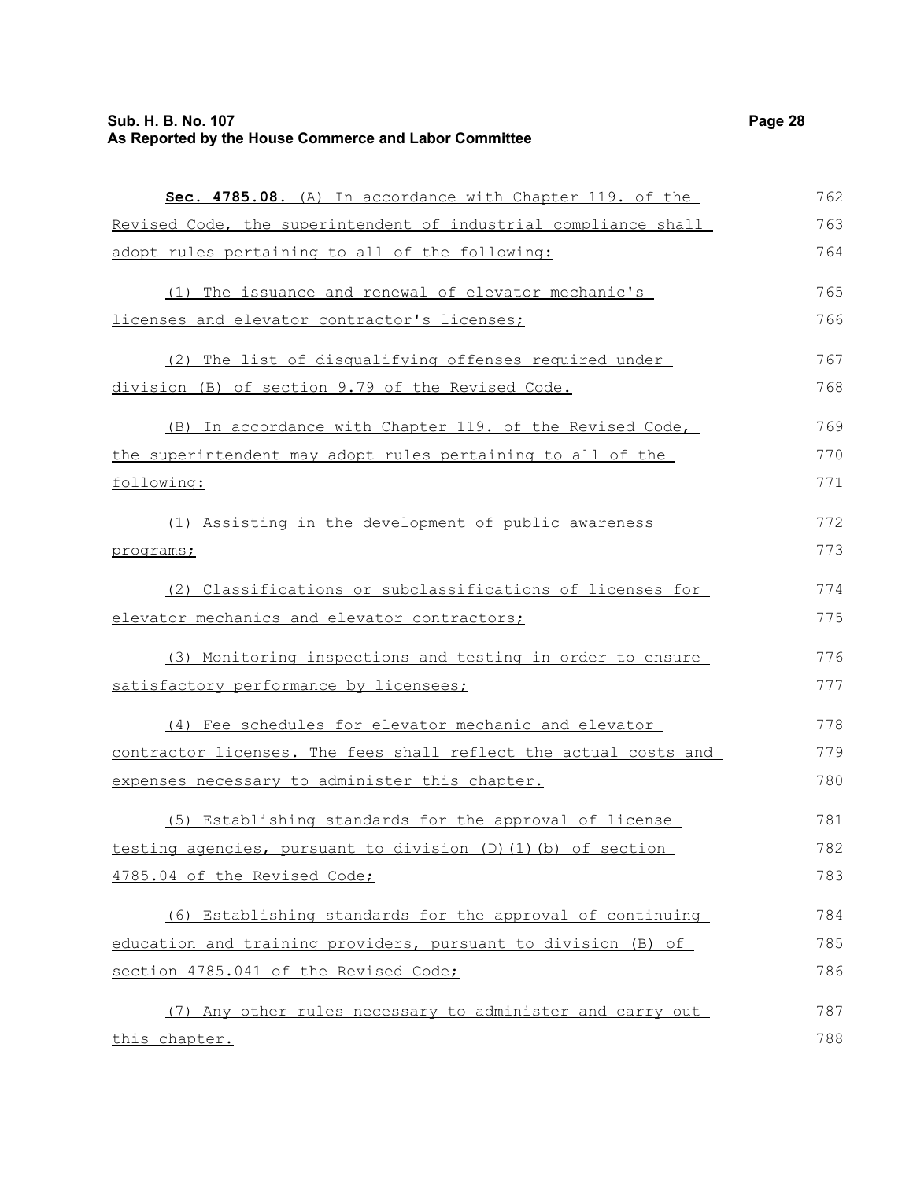**Sec. 4785.08.** (A) In accordance with Chapter 119. of the Revised Code, the superintendent of industrial compliance shall adopt rules pertaining to all of the following:

(1) The issuance and renewal of elevator mechanic's licenses and elevator contractor's licenses;

(2) The list of disqualifying offenses required under division (B) of section 9.79 of the Revised Code.

(B) In accordance with Chapter 119. of the Revised Code, the superintendent may adopt rules pertaining to all of the following:

(1) Assisting in the development of public awareness programs;

(2) Classifications or subclassifications of licenses for elevator mechanics and elevator contractors;

(3) Monitoring inspections and testing in order to ensure satisfactory performance by licensees;

(4) Fee schedules for elevator mechanic and elevator contractor licenses. The fees shall reflect the actual costs and expenses necessary to administer this chapter.

(5) Establishing standards for the approval of license testing agencies, pursuant to division (D)(1)(b) of section 4785.04 of the Revised Code;

(6) Establishing standards for the approval of continuing education and training providers, pursuant to division (B) of section 4785.041 of the Revised Code;

(7) Any other rules necessary to administer and carry out this chapter.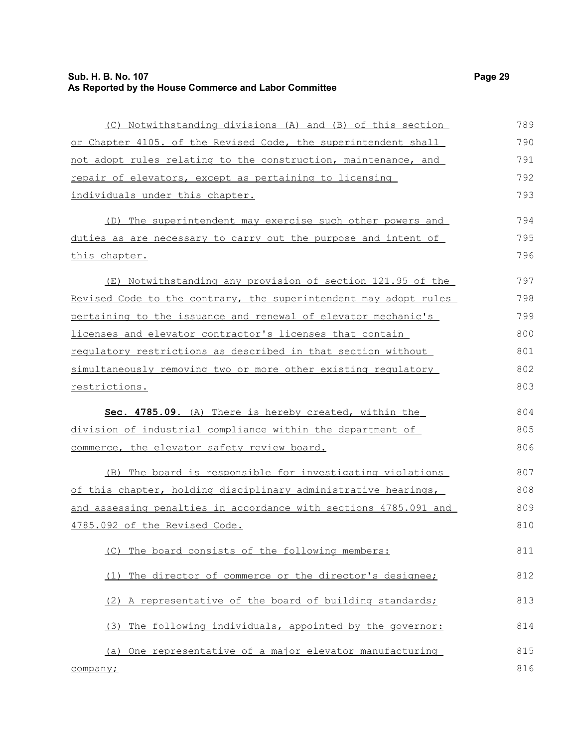(C) Notwithstanding divisions (A) and (B) of this section or Chapter 4105. of the Revised Code, the superintendent shall not adopt rules relating to the construction, maintenance, and repair of elevators, except as pertaining to licensing individuals under this chapter.

(D) The superintendent may exercise such other powers and duties as are necessary to carry out the purpose and intent of this chapter.

(E) Notwithstanding any provision of section 121.95 of the Revised Code to the contrary, the superintendent may adopt rules pertaining to the issuance and renewal of elevator mechanic's licenses and elevator contractor's licenses that contain regulatory restrictions as described in that section without simultaneously removing two or more other existing regulatory restrictions.

**Sec. 4785.09.** (A) There is hereby created, within the division of industrial compliance within the department of commerce, the elevator safety review board.

(B) The board is responsible for investigating violations of this chapter, holding disciplinary administrative hearings, and assessing penalties in accordance with sections 4785.091 and 4785.092 of the Revised Code.

(C) The board consists of the following members:

(1) The director of commerce or the director's designee;

(2) A representative of the board of building standards;

(3) The following individuals, appointed by the governor:

(a) One representative of a major elevator manufacturing company;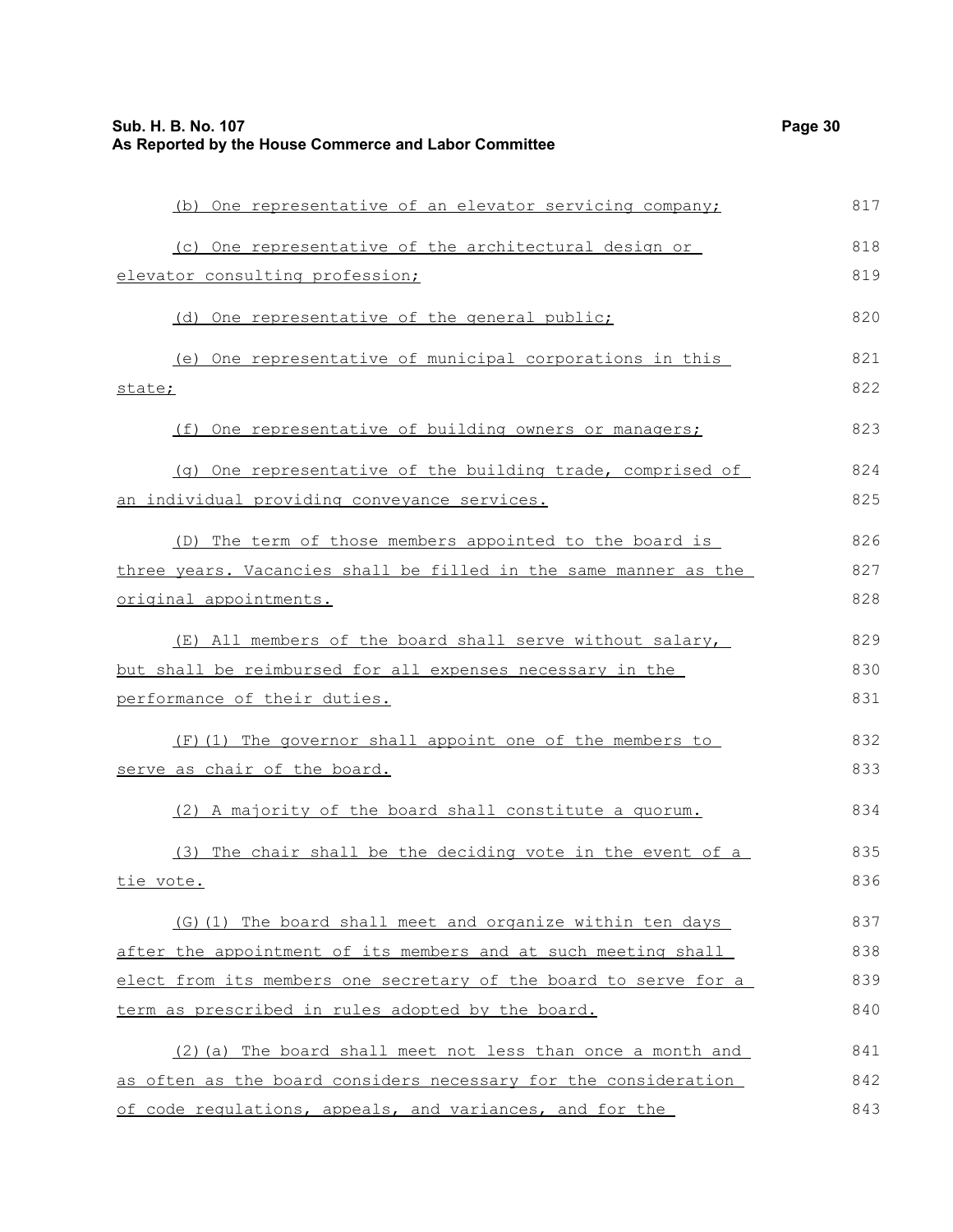(b) One representative of an elevator servicing company;

(c) One representative of the architectural design or elevator consulting profession;

(d) One representative of the general public;

(e) One representative of municipal corporations in this state;

(f) One representative of building owners or managers;

(g) One representative of the building trade, comprised of an individual providing conveyance services.

(D) The term of those members appointed to the board is three years. Vacancies shall be filled in the same manner as the original appointments.

(E) All members of the board shall serve without salary, but shall be reimbursed for all expenses necessary in the performance of their duties.

(F)(1) The governor shall appoint one of the members to serve as chair of the board.

(2) A majority of the board shall constitute a quorum.

(3) The chair shall be the deciding vote in the event of a tie vote.

(G)(1) The board shall meet and organize within ten days after the appointment of its members and at such meeting shall elect from its members one secretary of the board to serve for a term as prescribed in rules adopted by the board.

(2)(a) The board shall meet not less than once a month and as often as the board considers necessary for the consideration of code regulations, appeals, and variances, and for the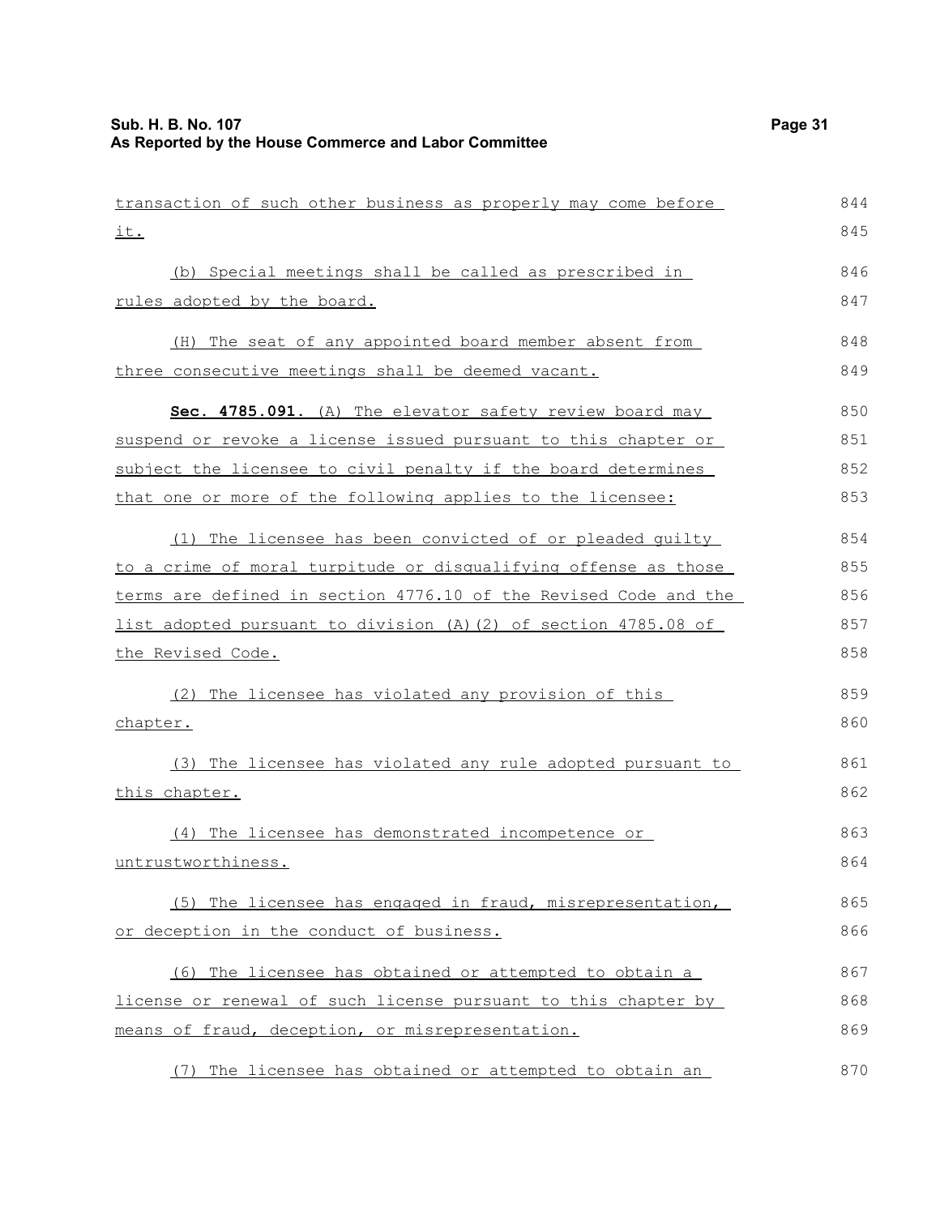transaction of such other business as properly may come before it.

(b) Special meetings shall be called as prescribed in rules adopted by the board.

(H) The seat of any appointed board member absent from three consecutive meetings shall be deemed vacant.

**Sec. 4785.091.** (A) The elevator safety review board may suspend or revoke a license issued pursuant to this chapter or subject the licensee to civil penalty if the board determines that one or more of the following applies to the licensee:

(1) The licensee has been convicted of or pleaded guilty to a crime of moral turpitude or disqualifying offense as those terms are defined in section 4776.10 of the Revised Code and the list adopted pursuant to division (A)(2) of section 4785.08 of the Revised Code.

(2) The licensee has violated any provision of this chapter.

(3) The licensee has violated any rule adopted pursuant to this chapter.

(4) The licensee has demonstrated incompetence or untrustworthiness.

(5) The licensee has engaged in fraud, misrepresentation, or deception in the conduct of business.

(6) The licensee has obtained or attempted to obtain a license or renewal of such license pursuant to this chapter by means of fraud, deception, or misrepresentation.

(7) The licensee has obtained or attempted to obtain an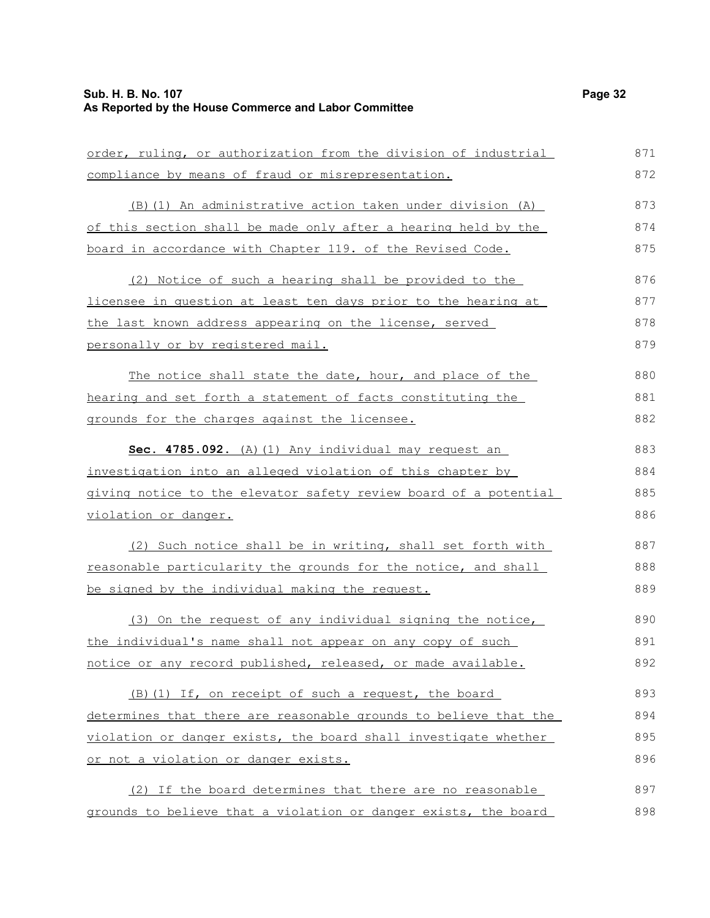order, ruling, or authorization from the division of industrial compliance by means of fraud or misrepresentation.

(B)(1) An administrative action taken under division (A) of this section shall be made only after a hearing held by the board in accordance with Chapter 119. of the Revised Code.

(2) Notice of such a hearing shall be provided to the licensee in question at least ten days prior to the hearing at the last known address appearing on the license, served personally or by registered mail.

The notice shall state the date, hour, and place of the hearing and set forth a statement of facts constituting the grounds for the charges against the licensee.

**Sec. 4785.092.** (A)(1) Any individual may request an investigation into an alleged violation of this chapter by giving notice to the elevator safety review board of a potential violation or danger.

(2) Such notice shall be in writing, shall set forth with reasonable particularity the grounds for the notice, and shall be signed by the individual making the request.

(3) On the request of any individual signing the notice, the individual's name shall not appear on any copy of such notice or any record published, released, or made available.

(B)(1) If, on receipt of such a request, the board determines that there are reasonable grounds to believe that the violation or danger exists, the board shall investigate whether or not a violation or danger exists.

(2) If the board determines that there are no reasonable grounds to believe that a violation or danger exists, the board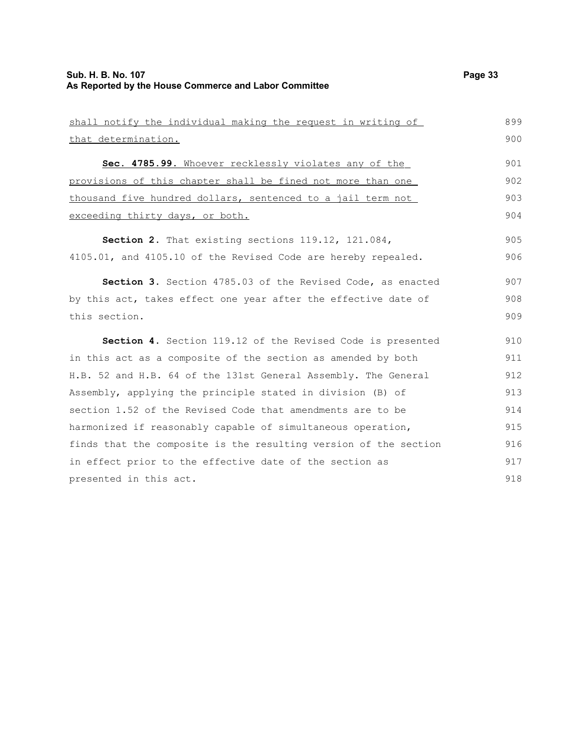shall notify the individual making the request in writing of that determination.

**Sec. 4785.99.** Whoever recklessly violates any of the provisions of this chapter shall be fined not more than one thousand five hundred dollars, sentenced to a jail term not exceeding thirty days, or both.

**Section 2.** That existing sections 119.12, 121.084, 4105.01, and 4105.10 of the Revised Code are hereby repealed.

**Section 3.** Section 4785.03 of the Revised Code, as enacted by this act, takes effect one year after the effective date of this section.

**Section 4.** Section 119.12 of the Revised Code is presented in this act as a composite of the section as amended by both H.B. 52 and H.B. 64 of the 131st General Assembly. The General Assembly, applying the principle stated in division (B) of section 1.52 of the Revised Code that amendments are to be harmonized if reasonably capable of simultaneous operation, finds that the composite is the resulting version of the section in effect prior to the effective date of the section as presented in this act.